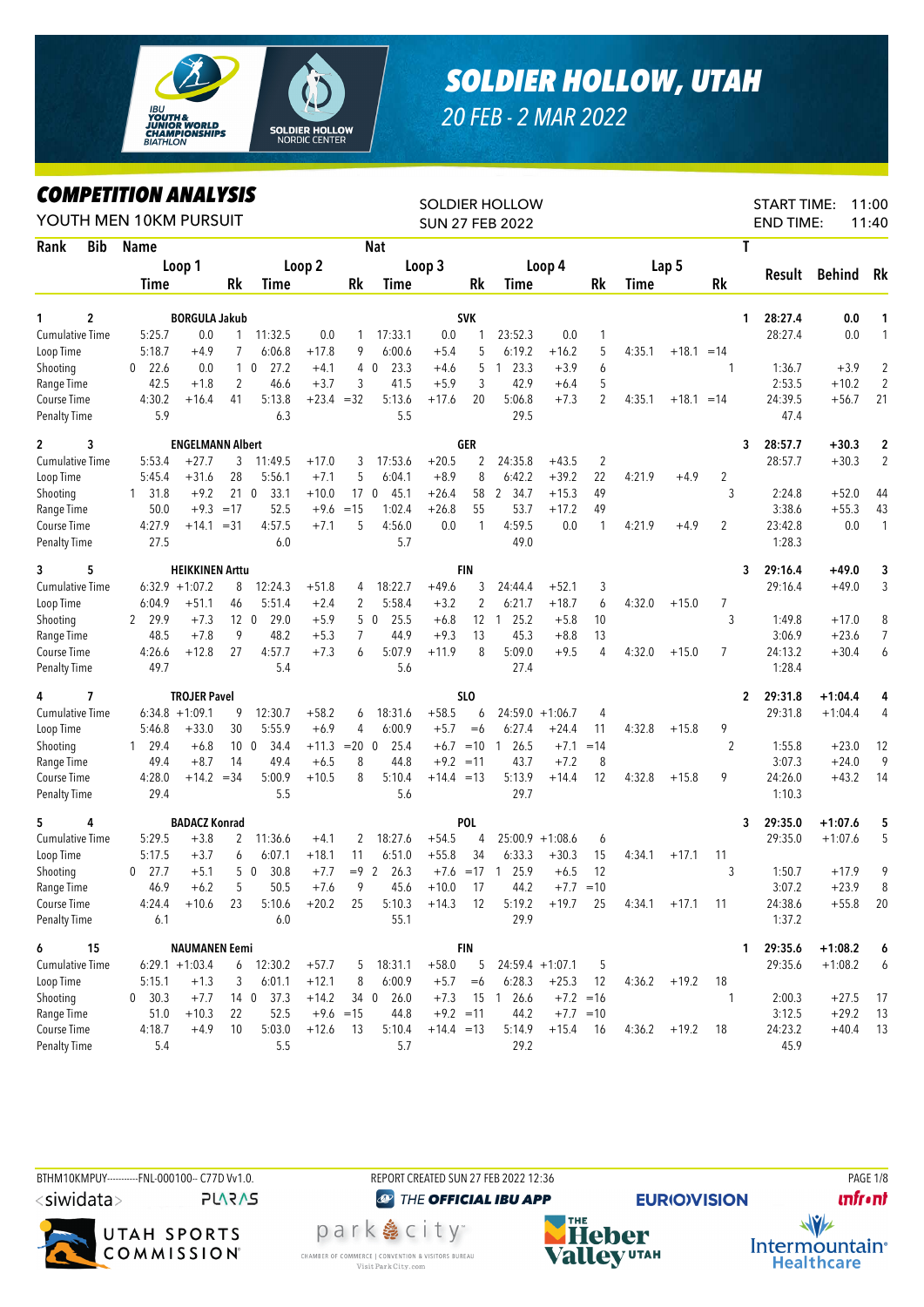# SOLDIER HOLLOW, UTAH

20 FEB - 2 MAR 2022

## COMPETITION ANALYSIS

YOUTH MEN 10KM PURSUIT

SOLDIER HOLLOW
SUN 27 FEB 2022

START TIME: 11:00
END TIME: 11:40

| Rank | Bib | Name | | | | | | Nat | | | | | | | | | T | Result | Behind | Rk |
|---|---|---|---|---|---|---|---|---|---|---|---|---|---|---|---|---|---|---|---|---|
| | | Loop 1 | | | Loop 2 | | | Loop 3 | | | Loop 4 | | | Lap 5 | | | | | | |
| | | Time | | Rk | Time | | Rk | Time | | Rk | Time | | Rk | Time | | Rk | | | | |
| 1 | 2 | BORGULA Jakub | | | | | | SVK | | | | | | | | | 1 | 28:27.4 | 0.0 | 1 |
| Cumulative Time | | 5:25.7 | 0.0 | 1 | 11:32.5 | 0.0 | 1 | 17:33.1 | 0.0 | 1 | 23:52.3 | 0.0 | 1 | | | | | 28:27.4 | 0.0 | 1 |
| Loop Time | | 5:18.7 | +4.9 | 7 | 6:06.8 | +17.8 | 9 | 6:00.6 | +5.4 | 5 | 6:19.2 | +16.2 | 5 | 4:35.1 | +18.1 | =14 | | | | |
| Shooting | | 0 22.6 | 0.0 | 1 | 0 27.2 | +4.1 | 4 | 0 23.3 | +4.6 | 5 | 1 23.3 | +3.9 | 6 | | | | 1 | 1:36.7 | +3.9 | 2 |
| Range Time | | 42.5 | +1.8 | 2 | 46.6 | +3.7 | 3 | 41.5 | +5.9 | 3 | 42.9 | +6.4 | 5 | | | | | 2:53.5 | +10.2 | 2 |
| Course Time | | 4:30.2 | +16.4 | 41 | 5:13.8 | +23.4 | =32 | 5:13.6 | +17.6 | 20 | 5:06.8 | +7.3 | 2 | 4:35.1 | +18.1 | =14 | | 24:39.5 | +56.7 | 21 |
| Penalty Time | | 5.9 | | | 6.3 | | | 5.5 | | | 29.5 | | | | | | | 47.4 | | |
| 2 | 3 | ENGELMANN Albert | | | | | | GER | | | | | | | | | 3 | 28:57.7 | +30.3 | 2 |
| Cumulative Time | | 5:53.4 | +27.7 | 3 | 11:49.5 | +17.0 | 3 | 17:53.6 | +20.5 | 2 | 24:35.8 | +43.5 | 2 | | | | | 28:57.7 | +30.3 | 2 |
| Loop Time | | 5:45.4 | +31.6 | 28 | 5:56.1 | +7.1 | 5 | 6:04.1 | +8.9 | 8 | 6:42.2 | +39.2 | 22 | 4:21.9 | +4.9 | 2 | | | | |
| Shooting | | 1 31.8 | +9.2 | 21 | 0 33.1 | +10.0 | 17 | 0 45.1 | +26.4 | 58 | 2 34.7 | +15.3 | 49 | | | | 3 | 2:24.8 | +52.0 | 44 |
| Range Time | | 50.0 | +9.3 | =17 | 52.5 | +9.6 | =15 | 1:02.4 | +26.8 | 55 | 53.7 | +17.2 | 49 | | | | | 3:38.6 | +55.3 | 43 |
| Course Time | | 4:27.9 | +14.1 | =31 | 4:57.5 | +7.1 | 5 | 4:56.0 | 0.0 | 1 | 4:59.5 | 0.0 | 1 | 4:21.9 | +4.9 | 2 | | 23:42.8 | 0.0 | 1 |
| Penalty Time | | 27.5 | | | 6.0 | | | 5.7 | | | 49.0 | | | | | | | 1:28.3 | | |
| 3 | 5 | HEIKKINEN Arttu | | | | | | FIN | | | | | | | | | 3 | 29:16.4 | +49.0 | 3 |
| Cumulative Time | | 6:32.9 | +1:07.2 | 8 | 12:24.3 | +51.8 | 4 | 18:22.7 | +49.6 | 3 | 24:44.4 | +52.1 | 3 | | | | | 29:16.4 | +49.0 | 3 |
| Loop Time | | 6:04.9 | +51.1 | 46 | 5:51.4 | +2.4 | 2 | 5:58.4 | +3.2 | 2 | 6:21.7 | +18.7 | 6 | 4:32.0 | +15.0 | 7 | | | | |
| Shooting | | 2 29.9 | +7.3 | 12 | 0 29.0 | +5.9 | 5 | 0 25.5 | +6.8 | 12 | 1 25.2 | +5.8 | 10 | | | | 3 | 1:49.8 | +17.0 | 8 |
| Range Time | | 48.5 | +7.8 | 9 | 48.2 | +5.3 | 7 | 44.9 | +9.3 | 13 | 45.3 | +8.8 | 13 | | | | | 3:06.9 | +23.6 | 7 |
| Course Time | | 4:26.6 | +12.8 | 27 | 4:57.7 | +7.3 | 6 | 5:07.9 | +11.9 | 8 | 5:09.0 | +9.5 | 4 | 4:32.0 | +15.0 | 7 | | 24:13.2 | +30.4 | 6 |
| Penalty Time | | 49.7 | | | 5.4 | | | 5.6 | | | 27.4 | | | | | | | 1:28.4 | | |
| 4 | 7 | TROJER Pavel | | | | | | SLO | | | | | | | | | 2 | 29:31.8 | +1:04.4 | 4 |
| Cumulative Time | | 6:34.8 | +1:09.1 | 9 | 12:30.7 | +58.2 | 6 | 18:31.6 | +58.5 | 6 | 24:59.0 | +1:06.7 | 4 | | | | | 29:31.8 | +1:04.4 | 4 |
| Loop Time | | 5:46.8 | +33.0 | 30 | 5:55.9 | +6.9 | 4 | 6:00.9 | +5.7 | =6 | 6:27.4 | +24.4 | 11 | 4:32.8 | +15.8 | 9 | | | | |
| Shooting | | 1 29.4 | +6.8 | 10 | 0 34.4 | +11.3 | =20 | 0 25.4 | +6.7 | =10 | 1 26.5 | +7.1 | =14 | | | | 2 | 1:55.8 | +23.0 | 12 |
| Range Time | | 49.4 | +8.7 | 14 | 49.4 | +6.5 | 8 | 44.8 | +9.2 | =11 | 43.7 | +7.2 | 8 | | | | | 3:07.3 | +24.0 | 9 |
| Course Time | | 4:28.0 | +14.2 | =34 | 5:00.9 | +10.5 | 8 | 5:10.4 | +14.4 | =13 | 5:13.9 | +14.4 | 12 | 4:32.8 | +15.8 | 9 | | 24:26.0 | +43.2 | 14 |
| Penalty Time | | 29.4 | | | 5.5 | | | 5.6 | | | 29.7 | | | | | | | 1:10.3 | | |
| 5 | 4 | BADACZ Konrad | | | | | | POL | | | | | | | | | 3 | 29:35.0 | +1:07.6 | 5 |
| Cumulative Time | | 5:29.5 | +3.8 | 2 | 11:36.6 | +4.1 | 2 | 18:27.6 | +54.5 | 4 | 25:00.9 | +1:08.6 | 6 | | | | | 29:35.0 | +1:07.6 | 5 |
| Loop Time | | 5:17.5 | +3.7 | 6 | 6:07.1 | +18.1 | 11 | 6:51.0 | +55.8 | 34 | 6:33.3 | +30.3 | 15 | 4:34.1 | +17.1 | 11 | | | | |
| Shooting | | 0 27.7 | +5.1 | 5 | 0 30.8 | +7.7 | =9 | 2 26.3 | +7.6 | =17 | 1 25.9 | +6.5 | 12 | | | | 3 | 1:50.7 | +17.9 | 9 |
| Range Time | | 46.9 | +6.2 | 5 | 50.5 | +7.6 | 9 | 45.6 | +10.0 | 17 | 44.2 | +7.7 | =10 | | | | | 3:07.2 | +23.9 | 8 |
| Course Time | | 4:24.4 | +10.6 | 23 | 5:10.6 | +20.2 | 25 | 5:10.3 | +14.3 | 12 | 5:19.2 | +19.7 | 25 | 4:34.1 | +17.1 | 11 | | 24:38.6 | +55.8 | 20 |
| Penalty Time | | 6.1 | | | 6.0 | | | 55.1 | | | 29.9 | | | | | | | 1:37.2 | | |
| 6 | 15 | NAUMANEN Eemi | | | | | | FIN | | | | | | | | | 1 | 29:35.6 | +1:08.2 | 6 |
| Cumulative Time | | 6:29.1 | +1:03.4 | 6 | 12:30.2 | +57.7 | 5 | 18:31.1 | +58.0 | 5 | 24:59.4 | +1:07.1 | 5 | | | | | 29:35.6 | +1:08.2 | 6 |
| Loop Time | | 5:15.1 | +1.3 | 3 | 6:01.1 | +12.1 | 8 | 6:00.9 | +5.7 | =6 | 6:28.3 | +25.3 | 12 | 4:36.2 | +19.2 | 18 | | | | |
| Shooting | | 0 30.3 | +7.7 | 14 | 0 37.3 | +14.2 | 34 | 0 26.0 | +7.3 | 15 | 1 26.6 | +7.2 | =16 | | | | 1 | 2:00.3 | +27.5 | 17 |
| Range Time | | 51.0 | +10.3 | 22 | 52.5 | +9.6 | =15 | 44.8 | +9.2 | =11 | 44.2 | +7.7 | =10 | | | | | 3:12.5 | +29.2 | 13 |
| Course Time | | 4:18.7 | +4.9 | 10 | 5:03.0 | +12.6 | 13 | 5:10.4 | +14.4 | =13 | 5:14.9 | +15.4 | 16 | 4:36.2 | +19.2 | 18 | | 24:23.2 | +40.4 | 13 |
| Penalty Time | | 5.4 | | | 5.5 | | | 5.7 | | | 29.2 | | | | | | | 45.9 | | |

BTHM10KMPUY----------FNL-000100-- C77D Vv1.0. REPORT CREATED SUN 27 FEB 2022 12:36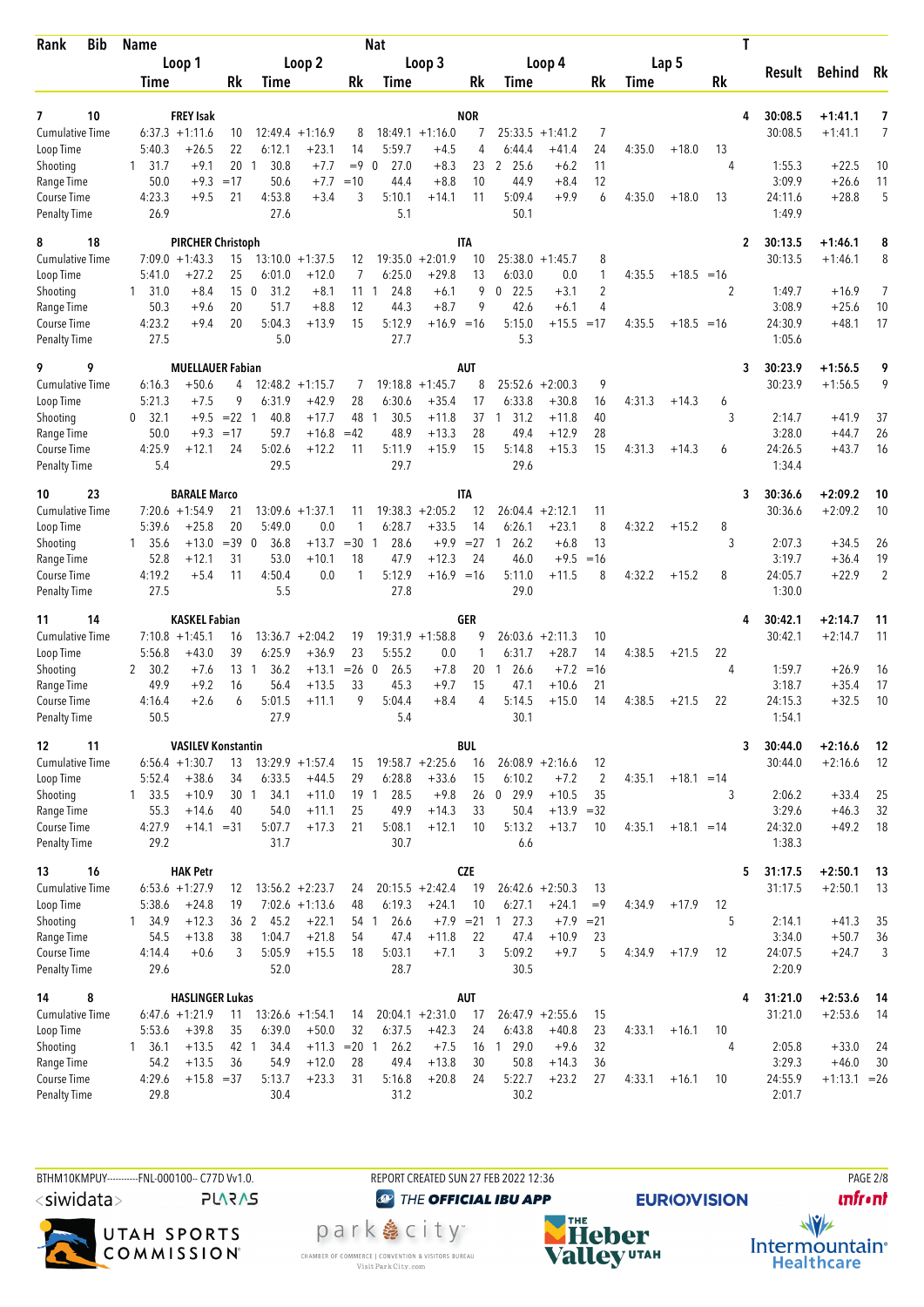| Rank | Bib | Name | | | | | Nat | | | | | | | | | T | Result | Behind | Rk |
|---|---|---|---|---|---|---|---|---|---|---|---|---|---|---|---|---|---|---|---|
| | | Loop 1 | | | Loop 2 | | | Loop 3 | | | Loop 4 | | | Lap 5 | | | | | |
| | | Time | | Rk | Time | | Rk | Time | | Rk | Time | | Rk | Time | | Rk | | | |
| 7 | 10 | FREY Isak | | | | | NOR | | | | | | | | | 4 | 30:08.5 | +1:41.1 | 7 |
| Cumulative Time | | 6:37.3 | +1:11.6 | 10 | 12:49.4 | +1:16.9 | 8 | 18:49.1 | +1:16.0 | 7 | 25:33.5 | +1:41.2 | 7 | | | | 30:08.5 | +1:41.1 | 7 |
| Loop Time | | 5:40.3 | +26.5 | 22 | 6:12.1 | +23.1 | 14 | 5:59.7 | +4.5 | 4 | 6:44.4 | +41.4 | 24 | 4:35.0 | +18.0 | 13 | | | |
| Shooting | | 1  31.7 | +9.1 | 20 | 1  30.8 | +7.7 | =9 | 0  27.0 | +8.3 | 23 | 2  25.6 | +6.2 | 11 | | | 4 | 1:55.3 | +22.5 | 10 |
| Range Time | | 50.0 | +9.3 | =17 | 50.6 | +7.7 | =10 | 44.4 | +8.8 | 10 | 44.9 | +8.4 | 12 | | | | 3:09.9 | +26.6 | 11 |
| Course Time | | 4:23.3 | +9.5 | 21 | 4:53.8 | +3.4 | 3 | 5:10.1 | +14.1 | 11 | 5:09.4 | +9.9 | 6 | 4:35.0 | +18.0 | 13 | 24:11.6 | +28.8 | 5 |
| Penalty Time | | 26.9 | | | 27.6 | | | 5.1 | | | 50.1 | | | | | | 1:49.9 | | |
| 8 | 18 | PIRCHER Christoph | | | | | ITA | | | | | | | | | 2 | 30:13.5 | +1:46.1 | 8 |
| Cumulative Time | | 7:09.0 | +1:43.3 | 15 | 13:10.0 | +1:37.5 | 12 | 19:35.0 | +2:01.9 | 10 | 25:38.0 | +1:45.7 | 8 | | | | 30:13.5 | +1:46.1 | 8 |
| Loop Time | | 5:41.0 | +27.2 | 25 | 6:01.0 | +12.0 | 7 | 6:25.0 | +29.8 | 13 | 6:03.0 | 0.0 | 1 | 4:35.5 | +18.5 | =16 | | | |
| Shooting | | 1  31.0 | +8.4 | 15 | 0  31.2 | +8.1 | 11 | 1  24.8 | +6.1 | 9 | 0  22.5 | +3.1 | 2 | | | 2 | 1:49.7 | +16.9 | 7 |
| Range Time | | 50.3 | +9.6 | 20 | 51.7 | +8.8 | 12 | 44.3 | +8.7 | 9 | 42.6 | +6.1 | 4 | | | | 3:08.9 | +25.6 | 10 |
| Course Time | | 4:23.2 | +9.4 | 20 | 5:04.3 | +13.9 | 15 | 5:12.9 | +16.9 | =16 | 5:15.0 | +15.5 | =17 | 4:35.5 | +18.5 | =16 | 24:30.9 | +48.1 | 17 |
| Penalty Time | | 27.5 | | | 5.0 | | | 27.7 | | | 5.3 | | | | | | 1:05.6 | | |
| 9 | 9 | MUELLAUER Fabian | | | | | AUT | | | | | | | | | 3 | 30:23.9 | +1:56.5 | 9 |
| Cumulative Time | | 6:16.3 | +50.6 | 4 | 12:48.2 | +1:15.7 | 7 | 19:18.8 | +1:45.7 | 8 | 25:52.6 | +2:00.3 | 9 | | | | 30:23.9 | +1:56.5 | 9 |
| Loop Time | | 5:21.3 | +7.5 | 9 | 6:31.9 | +42.9 | 28 | 6:30.6 | +35.4 | 17 | 6:33.8 | +30.8 | 16 | 4:31.3 | +14.3 | 6 | | | |
| Shooting | | 0  32.1 | +9.5 | =22 | 1  40.8 | +17.7 | 48 | 1  30.5 | +11.8 | 37 | 1  31.2 | +11.8 | 40 | | | 3 | 2:14.7 | +41.9 | 37 |
| Range Time | | 50.0 | +9.3 | =17 | 59.7 | +16.8 | =42 | 48.9 | +13.3 | 28 | 49.4 | +12.9 | 28 | | | | 3:28.0 | +44.7 | 26 |
| Course Time | | 4:25.9 | +12.1 | 24 | 5:02.6 | +12.2 | 11 | 5:11.9 | +15.9 | 15 | 5:14.8 | +15.3 | 15 | 4:31.3 | +14.3 | 6 | 24:26.5 | +43.7 | 16 |
| Penalty Time | | 5.4 | | | 29.5 | | | 29.7 | | | 29.6 | | | | | | 1:34.4 | | |
| 10 | 23 | BARALE Marco | | | | | ITA | | | | | | | | | 3 | 30:36.6 | +2:09.2 | 10 |
| Cumulative Time | | 7:20.6 | +1:54.9 | 21 | 13:09.6 | +1:37.1 | 11 | 19:38.3 | +2:05.2 | 12 | 26:04.4 | +2:12.1 | 11 | | | | 30:36.6 | +2:09.2 | 10 |
| Loop Time | | 5:39.6 | +25.8 | 20 | 5:49.0 | 0.0 | 1 | 6:28.7 | +33.5 | 14 | 6:26.1 | +23.1 | 8 | 4:32.2 | +15.2 | 8 | | | |
| Shooting | | 1  35.6 | +13.0 | =39 | 0  36.8 | +13.7 | =30 | 1  28.6 | +9.9 | =27 | 1  26.2 | +6.8 | 13 | | | 3 | 2:07.3 | +34.5 | 26 |
| Range Time | | 52.8 | +12.1 | 31 | 53.0 | +10.1 | 18 | 47.9 | +12.3 | 24 | 46.0 | +9.5 | =16 | | | | 3:19.7 | +36.4 | 19 |
| Course Time | | 4:19.2 | +5.4 | 11 | 4:50.4 | 0.0 | 1 | 5:12.9 | +16.9 | =16 | 5:11.0 | +11.5 | 8 | 4:32.2 | +15.2 | 8 | 24:05.7 | +22.9 | 2 |
| Penalty Time | | 27.5 | | | 5.5 | | | 27.8 | | | 29.0 | | | | | | 1:30.0 | | |
| 11 | 14 | KASKEL Fabian | | | | | GER | | | | | | | | | 4 | 30:42.1 | +2:14.7 | 11 |
| Cumulative Time | | 7:10.8 | +1:45.1 | 16 | 13:36.7 | +2:04.2 | 19 | 19:31.9 | +1:58.8 | 9 | 26:03.6 | +2:11.3 | 10 | | | | 30:42.1 | +2:14.7 | 11 |
| Loop Time | | 5:56.8 | +43.0 | 39 | 6:25.9 | +36.9 | 23 | 5:55.2 | 0.0 | 1 | 6:31.7 | +28.7 | 14 | 4:38.5 | +21.5 | 22 | | | |
| Shooting | | 2  30.2 | +7.6 | 13 | 1  36.2 | +13.1 | =26 | 0  26.5 | +7.8 | 20 | 1  26.6 | +7.2 | =16 | | | 4 | 1:59.7 | +26.9 | 16 |
| Range Time | | 49.9 | +9.2 | 16 | 56.4 | +13.5 | 33 | 45.3 | +9.7 | 15 | 47.1 | +10.6 | 21 | | | | 3:18.7 | +35.4 | 17 |
| Course Time | | 4:16.4 | +2.6 | 6 | 5:01.5 | +11.1 | 9 | 5:04.4 | +8.4 | 4 | 5:14.5 | +15.0 | 14 | 4:38.5 | +21.5 | 22 | 24:15.3 | +32.5 | 10 |
| Penalty Time | | 50.5 | | | 27.9 | | | 5.4 | | | 30.1 | | | | | | 1:54.1 | | |
| 12 | 11 | VASILEV Konstantin | | | | | BUL | | | | | | | | | 3 | 30:44.0 | +2:16.6 | 12 |
| Cumulative Time | | 6:56.4 | +1:30.7 | 13 | 13:29.9 | +1:57.4 | 15 | 19:58.7 | +2:25.6 | 16 | 26:08.9 | +2:16.6 | 12 | | | | 30:44.0 | +2:16.6 | 12 |
| Loop Time | | 5:52.4 | +38.6 | 34 | 6:33.5 | +44.5 | 29 | 6:28.8 | +33.6 | 15 | 6:10.2 | +7.2 | 2 | 4:35.1 | +18.1 | =14 | | | |
| Shooting | | 1  33.5 | +10.9 | 30 | 1  34.1 | +11.0 | 19 | 1  28.5 | +9.8 | 26 | 0  29.9 | +10.5 | 35 | | | 3 | 2:06.2 | +33.4 | 25 |
| Range Time | | 55.3 | +14.6 | 40 | 54.0 | +11.1 | 25 | 49.9 | +14.3 | 33 | 50.4 | +13.9 | =32 | | | | 3:29.6 | +46.3 | 32 |
| Course Time | | 4:27.9 | +14.1 | =31 | 5:07.7 | +17.3 | 21 | 5:08.1 | +12.1 | 10 | 5:13.2 | +13.7 | 10 | 4:35.1 | +18.1 | =14 | 24:32.0 | +49.2 | 18 |
| Penalty Time | | 29.2 | | | 31.7 | | | 30.7 | | | 6.6 | | | | | | 1:38.3 | | |
| 13 | 16 | HAK Petr | | | | | CZE | | | | | | | | | 5 | 31:17.5 | +2:50.1 | 13 |
| Cumulative Time | | 6:53.6 | +1:27.9 | 12 | 13:56.2 | +2:23.7 | 24 | 20:15.5 | +2:42.4 | 19 | 26:42.6 | +2:50.3 | 13 | | | | 31:17.5 | +2:50.1 | 13 |
| Loop Time | | 5:38.6 | +24.8 | 19 | 7:02.6 | +1:13.6 | 48 | 6:19.3 | +24.1 | 10 | 6:27.1 | +24.1 | =9 | 4:34.9 | +17.9 | 12 | | | |
| Shooting | | 1  34.9 | +12.3 | 36 | 2  45.2 | +22.1 | 54 | 1  26.6 | +7.9 | =21 | 1  27.3 | +7.9 | =21 | | | 5 | 2:14.1 | +41.3 | 35 |
| Range Time | | 54.5 | +13.8 | 38 | 1:04.7 | +21.8 | 54 | 47.4 | +11.8 | 22 | 47.4 | +10.9 | 23 | | | | 3:34.0 | +50.7 | 36 |
| Course Time | | 4:14.4 | +0.6 | 3 | 5:05.9 | +15.5 | 18 | 5:03.1 | +7.1 | 3 | 5:09.2 | +9.7 | 5 | 4:34.9 | +17.9 | 12 | 24:07.5 | +24.7 | 3 |
| Penalty Time | | 29.6 | | | 52.0 | | | 28.7 | | | 30.5 | | | | | | 2:20.9 | | |
| 14 | 8 | HASLINGER Lukas | | | | | AUT | | | | | | | | | 4 | 31:21.0 | +2:53.6 | 14 |
| Cumulative Time | | 6:47.6 | +1:21.9 | 11 | 13:26.6 | +1:54.1 | 14 | 20:04.1 | +2:31.0 | 17 | 26:47.9 | +2:55.6 | 15 | | | | 31:21.0 | +2:53.6 | 14 |
| Loop Time | | 5:53.6 | +39.8 | 35 | 6:39.0 | +50.0 | 32 | 6:37.5 | +42.3 | 24 | 6:43.8 | +40.8 | 23 | 4:33.1 | +16.1 | 10 | | | |
| Shooting | | 1  36.1 | +13.5 | 42 | 1  34.4 | +11.3 | =20 | 1  26.2 | +7.5 | 16 | 1  29.0 | +9.6 | 32 | | | 4 | 2:05.8 | +33.0 | 24 |
| Range Time | | 54.2 | +13.5 | 36 | 54.9 | +12.0 | 28 | 49.4 | +13.8 | 30 | 50.8 | +14.3 | 36 | | | | 3:29.3 | +46.0 | 30 |
| Course Time | | 4:29.6 | +15.8 | =37 | 5:13.7 | +23.3 | 31 | 5:16.8 | +20.8 | 24 | 5:22.7 | +23.2 | 27 | 4:33.1 | +16.1 | 10 | 24:55.9 | +1:13.1 | =26 |
| Penalty Time | | 29.8 | | | 30.4 | | | 31.2 | | | 30.2 | | | | | | 2:01.7 | | |

BTHM10KMPUY----------FNL-000100-- C77D Vv1.0. REPORT CREATED SUN 27 FEB 2022 12:36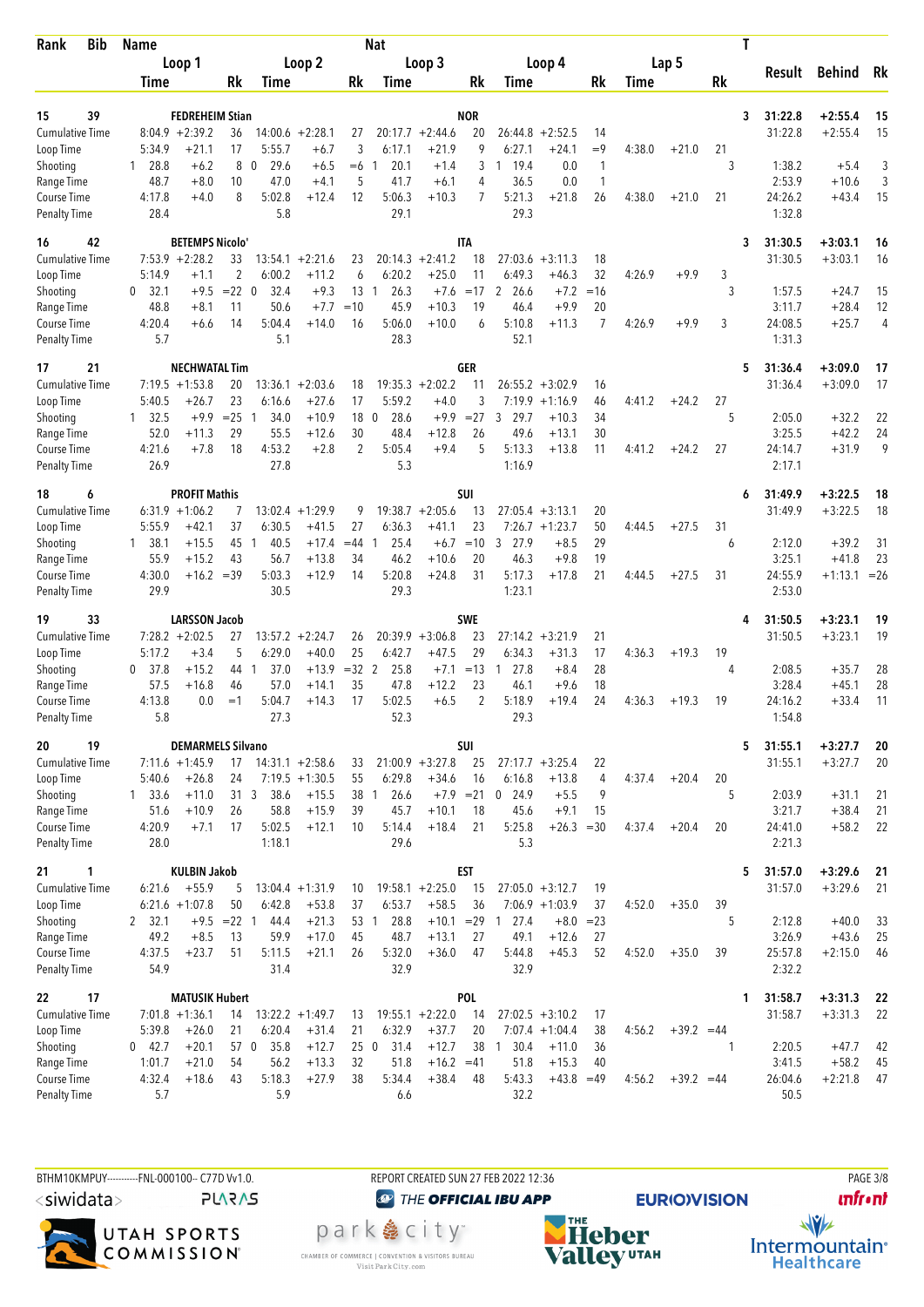| Rank | Bib | Name | | | | | | Nat | | | | | | | | | T | Result | Behind | Rk |
|---|---|---|---|---|---|---|---|---|---|---|---|---|---|---|---|---|---|---|---|---|
| | | Loop 1 | | | Loop 2 | | | Loop 3 | | | Loop 4 | | | Lap 5 | | | | | | |
| | | Time | | Rk | Time | | Rk | Time | | Rk | Time | | Rk | Time | | Rk | | | | |
| 15 | 39 | FEDREHEIM Stian | | | | | | NOR | | | | | | | | | 3 | 31:22.8 | +2:55.4 | 15 |
| Cumulative Time | | 8:04.9 | +2:39.2 | 36 | 14:00.6 | +2:28.1 | 27 | 20:17.7 | +2:44.6 | 20 | 26:44.8 | +2:52.5 | 14 | | | | | 31:22.8 | +2:55.4 | 15 |
| Loop Time | | 5:34.9 | +21.1 | 17 | 5:55.7 | +6.7 | 3 | 6:17.1 | +21.9 | 9 | 6:27.1 | +24.1 | =9 | 4:38.0 | +21.0 | 21 | | | | |
| Shooting | | 1 28.8 | +6.2 | 8 | 0 29.6 | +6.5 | =6 | 1 20.1 | +1.4 | 3 | 1 19.4 | 0.0 | 1 | | | 3 | | 1:38.2 | +5.4 | 3 |
| Range Time | | 48.7 | +8.0 | 10 | 47.0 | +4.1 | 5 | 41.7 | +6.1 | 4 | 36.5 | 0.0 | 1 | | | | | 2:53.9 | +10.6 | 3 |
| Course Time | | 4:17.8 | +4.0 | 8 | 5:02.8 | +12.4 | 12 | 5:06.3 | +10.3 | 7 | 5:21.3 | +21.8 | 26 | 4:38.0 | +21.0 | 21 | | 24:26.2 | +43.4 | 15 |
| Penalty Time | | 28.4 | | | 5.8 | | | 29.1 | | | 29.3 | | | | | | | 1:32.8 | | |
| 16 | 42 | BETEMPS Nicolo' | | | | | | ITA | | | | | | | | | 3 | 31:30.5 | +3:03.1 | 16 |
| Cumulative Time | | 7:53.9 | +2:28.2 | 33 | 13:54.1 | +2:21.6 | 23 | 20:14.3 | +2:41.2 | 18 | 27:03.6 | +3:11.3 | 18 | | | | | 31:30.5 | +3:03.1 | 16 |
| Loop Time | | 5:14.9 | +1.1 | 2 | 6:00.2 | +11.2 | 6 | 6:20.2 | +25.0 | 11 | 6:49.3 | +46.3 | 32 | 4:26.9 | +9.9 | 3 | | | | |
| Shooting | | 0 32.1 | +9.5 | =22 | 0 32.4 | +9.3 | 13 | 1 26.3 | +7.6 | =17 | 2 26.6 | +7.2 | =16 | | | 3 | | 1:57.5 | +24.7 | 15 |
| Range Time | | 48.8 | +8.1 | 11 | 50.6 | +7.7 | =10 | 45.9 | +10.3 | 19 | 46.4 | +9.9 | 20 | | | | | 3:11.7 | +28.4 | 12 |
| Course Time | | 4:20.4 | +6.6 | 14 | 5:04.4 | +14.0 | 16 | 5:06.0 | +10.0 | 6 | 5:10.8 | +11.3 | 7 | 4:26.9 | +9.9 | 3 | | 24:08.5 | +25.7 | 4 |
| Penalty Time | | 5.7 | | | 5.1 | | | 28.3 | | | 52.1 | | | | | | | 1:31.3 | | |
| 17 | 21 | NECHWATAL Tim | | | | | | GER | | | | | | | | | 5 | 31:36.4 | +3:09.0 | 17 |
| Cumulative Time | | 7:19.5 | +1:53.8 | 20 | 13:36.1 | +2:03.6 | 18 | 19:35.3 | +2:02.2 | 11 | 26:55.2 | +3:02.9 | 16 | | | | | 31:36.4 | +3:09.0 | 17 |
| Loop Time | | 5:40.5 | +26.7 | 23 | 6:16.6 | +27.6 | 17 | 5:59.2 | +4.0 | 3 | 7:19.9 | +1:16.9 | 46 | 4:41.2 | +24.2 | 27 | | | | |
| Shooting | | 1 32.5 | +9.9 | =25 | 1 34.0 | +10.9 | 18 | 0 28.6 | +9.9 | =27 | 3 29.7 | +10.3 | 34 | | | 5 | | 2:05.0 | +32.2 | 22 |
| Range Time | | 52.0 | +11.3 | 29 | 55.5 | +12.6 | 30 | 48.4 | +12.8 | 26 | 49.6 | +13.1 | 30 | | | | | 3:25.5 | +42.2 | 24 |
| Course Time | | 4:21.6 | +7.8 | 18 | 4:53.2 | +2.8 | 2 | 5:05.4 | +9.4 | 5 | 5:13.3 | +13.8 | 11 | 4:41.2 | +24.2 | 27 | | 24:14.7 | +31.9 | 9 |
| Penalty Time | | 26.9 | | | 27.8 | | | 5.3 | | | 1:16.9 | | | | | | | 2:17.1 | | |
| 18 | 6 | PROFIT Mathis | | | | | | SUI | | | | | | | | | 6 | 31:49.9 | +3:22.5 | 18 |
| Cumulative Time | | 6:31.9 | +1:06.2 | 7 | 13:02.4 | +1:29.9 | 9 | 19:38.7 | +2:05.6 | 13 | 27:05.4 | +3:13.1 | 20 | | | | | 31:49.9 | +3:22.5 | 18 |
| Loop Time | | 5:55.9 | +42.1 | 37 | 6:30.5 | +41.5 | 27 | 6:36.3 | +41.1 | 23 | 7:26.7 | +1:23.7 | 50 | 4:44.5 | +27.5 | 31 | | | | |
| Shooting | | 1 38.1 | +15.5 | 45 | 1 40.5 | +17.4 | =44 | 1 25.4 | +6.7 | =10 | 3 27.9 | +8.5 | 29 | | | 6 | | 2:12.0 | +39.2 | 31 |
| Range Time | | 55.9 | +15.2 | 43 | 56.7 | +13.8 | 34 | 46.2 | +10.6 | 20 | 46.3 | +9.8 | 19 | | | | | 3:25.1 | +41.8 | 23 |
| Course Time | | 4:30.0 | +16.2 | =39 | 5:03.3 | +12.9 | 14 | 5:20.8 | +24.8 | 31 | 5:17.3 | +17.8 | 21 | 4:44.5 | +27.5 | 31 | | 24:55.9 | +1:13.1 | =26 |
| Penalty Time | | 29.9 | | | 30.5 | | | 29.3 | | | 1:23.1 | | | | | | | 2:53.0 | | |
| 19 | 33 | LARSSON Jacob | | | | | | SWE | | | | | | | | | 4 | 31:50.5 | +3:23.1 | 19 |
| Cumulative Time | | 7:28.2 | +2:02.5 | 27 | 13:57.2 | +2:24.7 | 26 | 20:39.9 | +3:06.8 | 23 | 27:14.2 | +3:21.9 | 21 | | | | | 31:50.5 | +3:23.1 | 19 |
| Loop Time | | 5:17.2 | +3.4 | 5 | 6:29.0 | +40.0 | 25 | 6:42.7 | +47.5 | 29 | 6:34.3 | +31.3 | 17 | 4:36.3 | +19.3 | 19 | | | | |
| Shooting | | 0 37.8 | +15.2 | 44 | 1 37.0 | +13.9 | =32 | 2 25.8 | +7.1 | =13 | 1 27.8 | +8.4 | 28 | | | 4 | | 2:08.5 | +35.7 | 28 |
| Range Time | | 57.5 | +16.8 | 46 | 57.0 | +14.1 | 35 | 47.8 | +12.2 | 23 | 46.1 | +9.6 | 18 | | | | | 3:28.4 | +45.1 | 28 |
| Course Time | | 4:13.8 | 0.0 | =1 | 5:04.7 | +14.3 | 17 | 5:02.5 | +6.5 | 2 | 5:18.9 | +19.4 | 24 | 4:36.3 | +19.3 | 19 | | 24:16.2 | +33.4 | 11 |
| Penalty Time | | 5.8 | | | 27.3 | | | 52.3 | | | 29.3 | | | | | | | 1:54.8 | | |
| 20 | 19 | DEMARMELS Silvano | | | | | | SUI | | | | | | | | | 5 | 31:55.1 | +3:27.7 | 20 |
| Cumulative Time | | 7:11.6 | +1:45.9 | 17 | 14:31.1 | +2:58.6 | 33 | 21:00.9 | +3:27.8 | 25 | 27:17.7 | +3:25.4 | 22 | | | | | 31:55.1 | +3:27.7 | 20 |
| Loop Time | | 5:40.6 | +26.8 | 24 | 7:19.5 | +1:30.5 | 55 | 6:29.8 | +34.6 | 16 | 6:16.8 | +13.8 | 4 | 4:37.4 | +20.4 | 20 | | | | |
| Shooting | | 1 33.6 | +11.0 | 31 | 3 38.6 | +15.5 | 38 | 1 26.6 | +7.9 | =21 | 0 24.9 | +5.5 | 9 | | | 5 | | 2:03.9 | +31.1 | 21 |
| Range Time | | 51.6 | +10.9 | 26 | 58.8 | +15.9 | 39 | 45.7 | +10.1 | 18 | 45.6 | +9.1 | 15 | | | | | 3:21.7 | +38.4 | 21 |
| Course Time | | 4:20.9 | +7.1 | 17 | 5:02.5 | +12.1 | 10 | 5:14.4 | +18.4 | 21 | 5:25.8 | +26.3 | =30 | 4:37.4 | +20.4 | 20 | | 24:41.0 | +58.2 | 22 |
| Penalty Time | | 28.0 | | | 1:18.1 | | | 29.6 | | | 5.3 | | | | | | | 2:21.3 | | |
| 21 | 1 | KULBIN Jakob | | | | | | EST | | | | | | | | | 5 | 31:57.0 | +3:29.6 | 21 |
| Cumulative Time | | 6:21.6 | +55.9 | 5 | 13:04.4 | +1:31.9 | 10 | 19:58.1 | +2:25.0 | 15 | 27:05.0 | +3:12.7 | 19 | | | | | 31:57.0 | +3:29.6 | 21 |
| Loop Time | | 6:21.6 | +1:07.8 | 50 | 6:42.8 | +53.8 | 37 | 6:53.7 | +58.5 | 36 | 7:06.9 | +1:03.9 | 37 | 4:52.0 | +35.0 | 39 | | | | |
| Shooting | | 2 32.1 | +9.5 | =22 | 1 44.4 | +21.3 | 53 | 1 28.8 | +10.1 | =29 | 1 27.4 | +8.0 | =23 | | | 5 | | 2:12.8 | +40.0 | 33 |
| Range Time | | 49.2 | +8.5 | 13 | 59.9 | +17.0 | 45 | 48.7 | +13.1 | 27 | 49.1 | +12.6 | 27 | | | | | 3:26.9 | +43.6 | 25 |
| Course Time | | 4:37.5 | +23.7 | 51 | 5:11.5 | +21.1 | 26 | 5:32.0 | +36.0 | 47 | 5:44.8 | +45.3 | 52 | 4:52.0 | +35.0 | 39 | | 25:57.8 | +2:15.0 | 46 |
| Penalty Time | | 54.9 | | | 31.4 | | | 32.9 | | | 32.9 | | | | | | | 2:32.2 | | |
| 22 | 17 | MATUSIK Hubert | | | | | | POL | | | | | | | | | 1 | 31:58.7 | +3:31.3 | 22 |
| Cumulative Time | | 7:01.8 | +1:36.1 | 14 | 13:22.2 | +1:49.7 | 13 | 19:55.1 | +2:22.0 | 14 | 27:02.5 | +3:10.2 | 17 | | | | | 31:58.7 | +3:31.3 | 22 |
| Loop Time | | 5:39.8 | +26.0 | 21 | 6:20.4 | +31.4 | 21 | 6:32.9 | +37.7 | 20 | 7:07.4 | +1:04.4 | 38 | 4:56.2 | +39.2 | =44 | | | | |
| Shooting | | 0 42.7 | +20.1 | 57 | 0 35.8 | +12.7 | 25 | 0 31.4 | +12.7 | 38 | 1 30.4 | +11.0 | 36 | | | 1 | | 2:20.5 | +47.7 | 42 |
| Range Time | | 1:01.7 | +21.0 | 54 | 56.2 | +13.3 | 32 | 51.8 | +16.2 | =41 | 51.8 | +15.3 | 40 | | | | | 3:41.5 | +58.2 | 45 |
| Course Time | | 4:32.4 | +18.6 | 43 | 5:18.3 | +27.9 | 38 | 5:34.4 | +38.4 | 48 | 5:43.3 | +43.8 | =49 | 4:56.2 | +39.2 | =44 | | 26:04.6 | +2:21.8 | 47 |
| Penalty Time | | 5.7 | | | 5.9 | | | 6.6 | | | 32.2 | | | | | | | 50.5 | | |

BTHM10KMPUY----------FNL-000100-- C77D Vv1.0. REPORT CREATED SUN 27 FEB 2022 12:36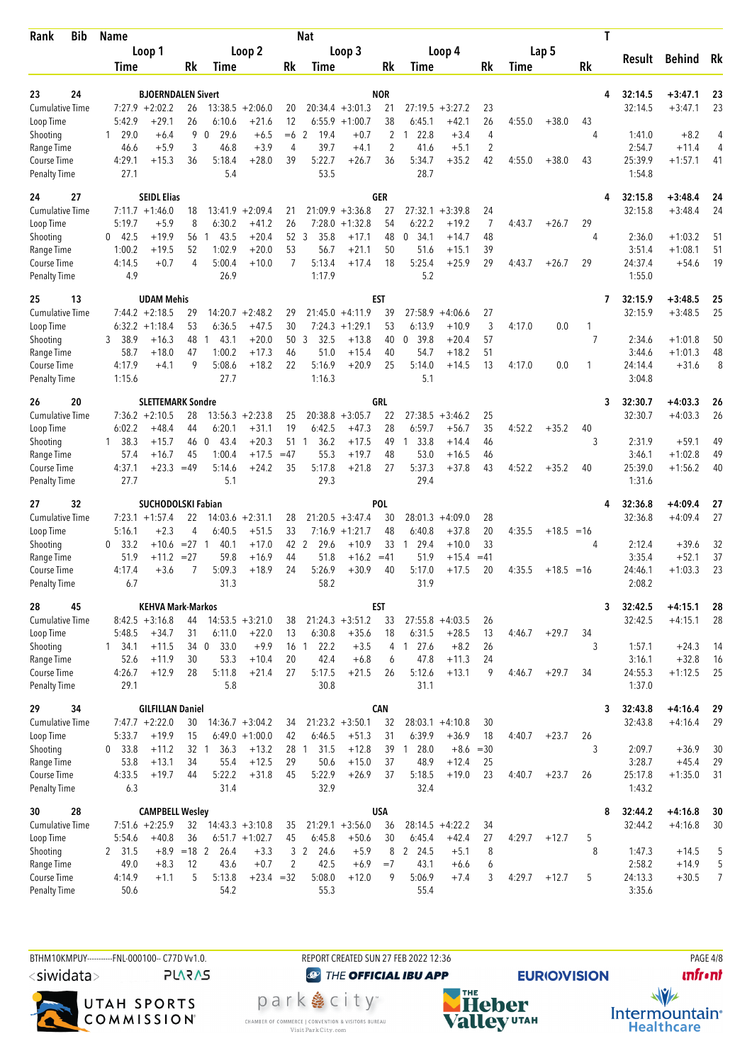| Rank | Bib | Name | | | | | Nat | | | | | | | | | T | Result | Behind | Rk |
|---|---|---|---|---|---|---|---|---|---|---|---|---|---|---|---|---|---|---|---|
| | | Loop 1 | | | Loop 2 | | | Loop 3 | | | Loop 4 | | | Lap 5 | | | | | |
| | | Time | | Rk | Time | | Rk | Time | | Rk | Time | | Rk | Time | | Rk | | | |
| 23 | 24 | BJOERNDALEN Sivert | | | | | NOR | | | | | | | | | 4 | 32:14.5 | +3:47.1 | 23 |
| Cumulative Time | | 7:27.9 | +2:02.2 | 26 | 13:38.5 | +2:06.0 | 20 | 20:34.4 | +3:01.3 | 21 | 27:19.5 | +3:27.2 | 23 | | | | 32:14.5 | +3:47.1 | 23 |
| Loop Time | | 5:42.9 | +29.1 | 26 | 6:10.6 | +21.6 | 12 | 6:55.9 | +1:00.7 | 38 | 6:45.1 | +42.1 | 26 | 4:55.0 | +38.0 | 43 | | | |
| Shooting | | 1 29.0 | +6.4 | 9 | 0 29.6 | +6.5 | =6 | 2 19.4 | +0.7 | 2 | 1 22.8 | +3.4 | 4 | | | 4 | 1:41.0 | +8.2 | 4 |
| Range Time | | 46.6 | +5.9 | 3 | 46.8 | +3.9 | 4 | 39.7 | +4.1 | 2 | 41.6 | +5.1 | 2 | | | | 2:54.7 | +11.4 | 4 |
| Course Time | | 4:29.1 | +15.3 | 36 | 5:18.4 | +28.0 | 39 | 5:22.7 | +26.7 | 36 | 5:34.7 | +35.2 | 42 | 4:55.0 | +38.0 | 43 | 25:39.9 | +1:57.1 | 41 |
| Penalty Time | | 27.1 | | | 5.4 | | | 53.5 | | | 28.7 | | | | | | 1:54.8 | | |
| 24 | 27 | SEIDL Elias | | | | | GER | | | | | | | | | 4 | 32:15.8 | +3:48.4 | 24 |
| Cumulative Time | | 7:11.7 | +1:46.0 | 18 | 13:41.9 | +2:09.4 | 21 | 21:09.9 | +3:36.8 | 27 | 27:32.1 | +3:39.8 | 24 | | | | 32:15.8 | +3:48.4 | 24 |
| Loop Time | | 5:19.7 | +5.9 | 8 | 6:30.2 | +41.2 | 26 | 7:28.0 | +1:32.8 | 54 | 6:22.2 | +19.2 | 7 | 4:43.7 | +26.7 | 29 | | | |
| Shooting | | 0 42.5 | +19.9 | 56 | 1 43.5 | +20.4 | 52 | 3 35.8 | +17.1 | 48 | 0 34.1 | +14.7 | 48 | | | 4 | 2:36.0 | +1:03.2 | 51 |
| Range Time | | 1:00.2 | +19.5 | 52 | 1:02.9 | +20.0 | 53 | 56.7 | +21.1 | 50 | 51.6 | +15.1 | 39 | | | | 3:51.4 | +1:08.1 | 51 |
| Course Time | | 4:14.5 | +0.7 | 4 | 5:00.4 | +10.0 | 7 | 5:13.4 | +17.4 | 18 | 5:25.4 | +25.9 | 29 | 4:43.7 | +26.7 | 29 | 24:37.4 | +54.6 | 19 |
| Penalty Time | | 4.9 | | | 26.9 | | | 1:17.9 | | | 5.2 | | | | | | 1:55.0 | | |
| 25 | 13 | UDAM Mehis | | | | | EST | | | | | | | | | 7 | 32:15.9 | +3:48.5 | 25 |
| Cumulative Time | | 7:44.2 | +2:18.5 | 29 | 14:20.7 | +2:48.2 | 29 | 21:45.0 | +4:11.9 | 39 | 27:58.9 | +4:06.6 | 27 | | | | 32:15.9 | +3:48.5 | 25 |
| Loop Time | | 6:32.2 | +1:18.4 | 53 | 6:36.5 | +47.5 | 30 | 7:24.3 | +1:29.1 | 53 | 6:13.9 | +10.9 | 3 | 4:17.0 | 0.0 | 1 | | | |
| Shooting | | 3 38.9 | +16.3 | 48 | 1 43.1 | +20.0 | 50 | 3 32.5 | +13.8 | 40 | 0 39.8 | +20.4 | 57 | | | 7 | 2:34.6 | +1:01.8 | 50 |
| Range Time | | 58.7 | +18.0 | 47 | 1:00.2 | +17.3 | 46 | 51.0 | +15.4 | 40 | 54.7 | +18.2 | 51 | | | | 3:44.6 | +1:01.3 | 48 |
| Course Time | | 4:17.9 | +4.1 | 9 | 5:08.6 | +18.2 | 22 | 5:16.9 | +20.9 | 25 | 5:14.0 | +14.5 | 13 | 4:17.0 | 0.0 | 1 | 24:14.4 | +31.6 | 8 |
| Penalty Time | | 1:15.6 | | | 27.7 | | | 1:16.3 | | | 5.1 | | | | | | 3:04.8 | | |
| 26 | 20 | SLETTEMARK Sondre | | | | | GRL | | | | | | | | | 3 | 32:30.7 | +4:03.3 | 26 |
| Cumulative Time | | 7:36.2 | +2:10.5 | 28 | 13:56.3 | +2:23.8 | 25 | 20:38.8 | +3:05.7 | 22 | 27:38.5 | +3:46.2 | 25 | | | | 32:30.7 | +4:03.3 | 26 |
| Loop Time | | 6:02.2 | +48.4 | 44 | 6:20.1 | +31.1 | 19 | 6:42.5 | +47.3 | 28 | 6:59.7 | +56.7 | 35 | 4:52.2 | +35.2 | 40 | | | |
| Shooting | | 1 38.3 | +15.7 | 46 | 0 43.4 | +20.3 | 51 | 1 36.2 | +17.5 | 49 | 1 33.8 | +14.4 | 46 | | | 3 | 2:31.9 | +59.1 | 49 |
| Range Time | | 57.4 | +16.7 | 45 | 1:00.4 | +17.5 | =47 | 55.3 | +19.7 | 48 | 53.0 | +16.5 | 46 | | | | 3:46.1 | +1:02.8 | 49 |
| Course Time | | 4:37.1 | +23.3 | =49 | 5:14.6 | +24.2 | 35 | 5:17.8 | +21.8 | 27 | 5:37.3 | +37.8 | 43 | 4:52.2 | +35.2 | 40 | 25:39.0 | +1:56.2 | 40 |
| Penalty Time | | 27.7 | | | 5.1 | | | 29.3 | | | 29.4 | | | | | | 1:31.6 | | |
| 27 | 32 | SUCHODOLSKI Fabian | | | | | POL | | | | | | | | | 4 | 32:36.8 | +4:09.4 | 27 |
| Cumulative Time | | 7:23.1 | +1:57.4 | 22 | 14:03.6 | +2:31.1 | 28 | 21:20.5 | +3:47.4 | 30 | 28:01.3 | +4:09.0 | 28 | | | | 32:36.8 | +4:09.4 | 27 |
| Loop Time | | 5:16.1 | +2.3 | 4 | 6:40.5 | +51.5 | 33 | 7:16.9 | +1:21.7 | 48 | 6:40.8 | +37.8 | 20 | 4:35.5 | +18.5 | =16 | | | |
| Shooting | | 0 33.2 | +10.6 | =27 | 1 40.1 | +17.0 | 42 | 2 29.6 | +10.9 | 33 | 1 29.4 | +10.0 | 33 | | | 4 | 2:12.4 | +39.6 | 32 |
| Range Time | | 51.9 | +11.2 | =27 | 59.8 | +16.9 | 44 | 51.8 | +16.2 | =41 | 51.9 | +15.4 | =41 | | | | 3:35.4 | +52.1 | 37 |
| Course Time | | 4:17.4 | +3.6 | 7 | 5:09.3 | +18.9 | 24 | 5:26.9 | +30.9 | 40 | 5:17.0 | +17.5 | 20 | 4:35.5 | +18.5 | =16 | 24:46.1 | +1:03.3 | 23 |
| Penalty Time | | 6.7 | | | 31.3 | | | 58.2 | | | 31.9 | | | | | | 2:08.2 | | |
| 28 | 45 | KEHVA Mark-Markos | | | | | EST | | | | | | | | | 3 | 32:42.5 | +4:15.1 | 28 |
| Cumulative Time | | 8:42.5 | +3:16.8 | 44 | 14:53.5 | +3:21.0 | 38 | 21:24.3 | +3:51.2 | 33 | 27:55.8 | +4:03.5 | 26 | | | | 32:42.5 | +4:15.1 | 28 |
| Loop Time | | 5:48.5 | +34.7 | 31 | 6:11.0 | +22.0 | 13 | 6:30.8 | +35.6 | 18 | 6:31.5 | +28.5 | 13 | 4:46.7 | +29.7 | 34 | | | |
| Shooting | | 1 34.1 | +11.5 | 34 | 0 33.0 | +9.9 | 16 | 1 22.2 | +3.5 | 4 | 1 27.6 | +8.2 | 26 | | | 3 | 1:57.1 | +24.3 | 14 |
| Range Time | | 52.6 | +11.9 | 30 | 53.3 | +10.4 | 20 | 42.4 | +6.8 | 6 | 47.8 | +11.3 | 24 | | | | 3:16.1 | +32.8 | 16 |
| Course Time | | 4:26.7 | +12.9 | 28 | 5:11.8 | +21.4 | 27 | 5:17.5 | +21.5 | 26 | 5:12.6 | +13.1 | 9 | 4:46.7 | +29.7 | 34 | 24:55.3 | +1:12.5 | 25 |
| Penalty Time | | 29.1 | | | 5.8 | | | 30.8 | | | 31.1 | | | | | | 1:37.0 | | |
| 29 | 34 | GILFILLAN Daniel | | | | | CAN | | | | | | | | | 3 | 32:43.8 | +4:16.4 | 29 |
| Cumulative Time | | 7:47.7 | +2:22.0 | 30 | 14:36.7 | +3:04.2 | 34 | 21:23.2 | +3:50.1 | 32 | 28:03.1 | +4:10.8 | 30 | | | | 32:43.8 | +4:16.4 | 29 |
| Loop Time | | 5:33.7 | +19.9 | 15 | 6:49.0 | +1:00.0 | 42 | 6:46.5 | +51.3 | 31 | 6:39.9 | +36.9 | 18 | 4:40.7 | +23.7 | 26 | | | |
| Shooting | | 0 33.8 | +11.2 | 32 | 1 36.3 | +13.2 | 28 | 1 31.5 | +12.8 | 39 | 1 28.0 | +8.6 | =30 | | | 3 | 2:09.7 | +36.9 | 30 |
| Range Time | | 53.8 | +13.1 | 34 | 55.4 | +12.5 | 29 | 50.6 | +15.0 | 37 | 48.9 | +12.4 | 25 | | | | 3:28.7 | +45.4 | 29 |
| Course Time | | 4:33.5 | +19.7 | 44 | 5:22.2 | +31.8 | 45 | 5:22.9 | +26.9 | 37 | 5:18.5 | +19.0 | 23 | 4:40.7 | +23.7 | 26 | 25:17.8 | +1:35.0 | 31 |
| Penalty Time | | 6.3 | | | 31.4 | | | 32.9 | | | 32.4 | | | | | | 1:43.2 | | |
| 30 | 28 | CAMPBELL Wesley | | | | | USA | | | | | | | | | 8 | 32:44.2 | +4:16.8 | 30 |
| Cumulative Time | | 7:51.6 | +2:25.9 | 32 | 14:43.3 | +3:10.8 | 35 | 21:29.1 | +3:56.0 | 36 | 28:14.5 | +4:22.2 | 34 | | | | 32:44.2 | +4:16.8 | 30 |
| Loop Time | | 5:54.6 | +40.8 | 36 | 6:51.7 | +1:02.7 | 45 | 6:45.8 | +50.6 | 30 | 6:45.4 | +42.4 | 27 | 4:29.7 | +12.7 | 5 | | | |
| Shooting | | 2 31.5 | +8.9 | =18 | 2 26.4 | +3.3 | 3 | 2 24.6 | +5.9 | 8 | 2 24.5 | +5.1 | 8 | | | 8 | 1:47.3 | +14.5 | 5 |
| Range Time | | 49.0 | +8.3 | 12 | 43.6 | +0.7 | 2 | 42.5 | +6.9 | =7 | 43.1 | +6.6 | 6 | | | | 2:58.2 | +14.9 | 5 |
| Course Time | | 4:14.9 | +1.1 | 5 | 5:13.8 | +23.4 | =32 | 5:08.0 | +12.0 | 9 | 5:06.9 | +7.4 | 3 | 4:29.7 | +12.7 | 5 | 24:13.3 | +30.5 | 7 |
| Penalty Time | | 50.6 | | | 54.2 | | | 55.3 | | | 55.4 | | | | | | 3:35.6 | | |

BTHM10KMPUY----------FNL-000100-- C77D Vv1.0. REPORT CREATED SUN 27 FEB 2022 12:36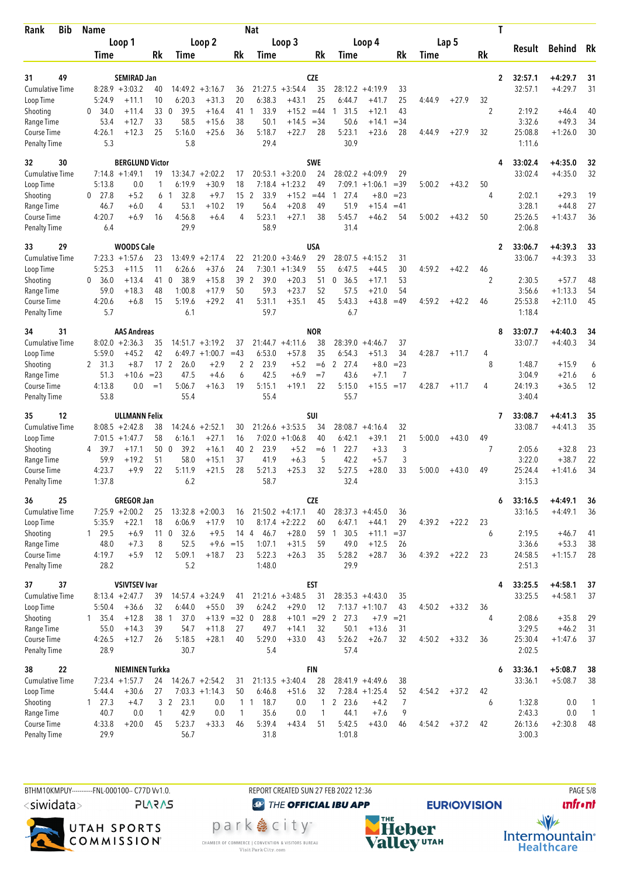| Rank | Bib | Name | | | Nat | | | | | | | | | | | T | Result | Behind | Rk |
|---|---|---|---|---|---|---|---|---|---|---|---|---|---|---|---|---|---|---|---|
| | | Loop 1 | | | Loop 2 | | | Loop 3 | | | Loop 4 | | | Lap 5 | | | | | |
| | | Time | | Rk | Time | | Rk | Time | | Rk | Time | | Rk | Time | | Rk | | | |
| 31 | 49 | SEMIRAD Jan | | | | | | | | CZE | | | | | | 2 | 32:57.1 | +4:29.7 | 31 |
| Cumulative Time | | 8:28.9 | +3:03.2 | 40 | 14:49.2 | +3:16.7 | 36 | 21:27.5 | +3:54.4 | 35 | 28:12.2 | +4:19.9 | 33 | | | | 32:57.1 | +4:29.7 | 31 |
| Loop Time | | 5:24.9 | +11.1 | 10 | 6:20.3 | +31.3 | 20 | 6:38.3 | +43.1 | 25 | 6:44.7 | +41.7 | 25 | 4:44.9 | +27.9 | 32 | | | |
| Shooting | | 0 34.0 | +11.4 | 33 | 0 39.5 | +16.4 | 41 | 1 33.9 | +15.2 | =44 | 1 31.5 | +12.1 | 43 | | | 2 | 2:19.2 | +46.4 | 40 |
| Range Time | | 53.4 | +12.7 | 33 | 58.5 | +15.6 | 38 | 50.1 | +14.5 | =34 | 50.6 | +14.1 | =34 | | | | 3:32.6 | +49.3 | 34 |
| Course Time | | 4:26.1 | +12.3 | 25 | 5:16.0 | +25.6 | 36 | 5:18.7 | +22.7 | 28 | 5:23.1 | +23.6 | 28 | 4:44.9 | +27.9 | 32 | 25:08.8 | +1:26.0 | 30 |
| Penalty Time | | 5.3 | | | 5.8 | | | 29.4 | | | 30.9 | | | | | | 1:11.6 | | |
| 32 | 30 | BERGLUND Victor | | | | | | | | SWE | | | | | | 4 | 33:02.4 | +4:35.0 | 32 |
| Cumulative Time | | 7:14.8 | +1:49.1 | 19 | 13:34.7 | +2:02.2 | 17 | 20:53.1 | +3:20.0 | 24 | 28:02.2 | +4:09.9 | 29 | | | | 33:02.4 | +4:35.0 | 32 |
| Loop Time | | 5:13.8 | 0.0 | 1 | 6:19.9 | +30.9 | 18 | 7:18.4 | +1:23.2 | 49 | 7:09.1 | +1:06.1 | =39 | 5:00.2 | +43.2 | 50 | | | |
| Shooting | | 0 27.8 | +5.2 | 6 | 1 32.8 | +9.7 | 15 | 2 33.9 | +15.2 | =44 | 1 27.4 | +8.0 | =23 | | | 4 | 2:02.1 | +29.3 | 19 |
| Range Time | | 46.7 | +6.0 | 4 | 53.1 | +10.2 | 19 | 56.4 | +20.8 | 49 | 51.9 | +15.4 | =41 | | | | 3:28.1 | +44.8 | 27 |
| Course Time | | 4:20.7 | +6.9 | 16 | 4:56.8 | +6.4 | 4 | 5:23.1 | +27.1 | 38 | 5:45.7 | +46.2 | 54 | 5:00.2 | +43.2 | 50 | 25:26.5 | +1:43.7 | 36 |
| Penalty Time | | 6.4 | | | 29.9 | | | 58.9 | | | 31.4 | | | | | | 2:06.8 | | |
| 33 | 29 | WOODS Cale | | | | | | | | USA | | | | | | 2 | 33:06.7 | +4:39.3 | 33 |
| Cumulative Time | | 7:23.3 | +1:57.6 | 23 | 13:49.9 | +2:17.4 | 22 | 21:20.0 | +3:46.9 | 29 | 28:07.5 | +4:15.2 | 31 | | | | 33:06.7 | +4:39.3 | 33 |
| Loop Time | | 5:25.3 | +11.5 | 11 | 6:26.6 | +37.6 | 24 | 7:30.1 | +1:34.9 | 55 | 6:47.5 | +44.5 | 30 | 4:59.2 | +42.2 | 46 | | | |
| Shooting | | 0 36.0 | +13.4 | 41 | 0 38.9 | +15.8 | 39 | 2 39.0 | +20.3 | 51 | 0 36.5 | +17.1 | 53 | | | 2 | 2:30.5 | +57.7 | 48 |
| Range Time | | 59.0 | +18.3 | 48 | 1:00.8 | +17.9 | 50 | 59.3 | +23.7 | 52 | 57.5 | +21.0 | 54 | | | | 3:56.6 | +1:13.3 | 54 |
| Course Time | | 4:20.6 | +6.8 | 15 | 5:19.6 | +29.2 | 41 | 5:31.1 | +35.1 | 45 | 5:43.3 | +43.8 | =49 | 4:59.2 | +42.2 | 46 | 25:53.8 | +2:11.0 | 45 |
| Penalty Time | | 5.7 | | | 6.1 | | | 59.7 | | | 6.7 | | | | | | 1:18.4 | | |
| 34 | 31 | AAS Andreas | | | | | | | | NOR | | | | | | 8 | 33:07.7 | +4:40.3 | 34 |
| Cumulative Time | | 8:02.0 | +2:36.3 | 35 | 14:51.7 | +3:19.2 | 37 | 21:44.7 | +4:11.6 | 38 | 28:39.0 | +4:46.7 | 37 | | | | 33:07.7 | +4:40.3 | 34 |
| Loop Time | | 5:59.0 | +45.2 | 42 | 6:49.7 | +1:00.7 | =43 | 6:53.0 | +57.8 | 35 | 6:54.3 | +51.3 | 34 | 4:28.7 | +11.7 | 4 | | | |
| Shooting | | 2 31.3 | +8.7 | 17 | 2 26.0 | +2.9 | 2 | 2 23.9 | +5.2 | =6 | 2 27.4 | +8.0 | =23 | | | 8 | 1:48.7 | +15.9 | 6 |
| Range Time | | 51.3 | +10.6 | =23 | 47.5 | +4.6 | 6 | 42.5 | +6.9 | =7 | 43.6 | +7.1 | 7 | | | | 3:04.9 | +21.6 | 6 |
| Course Time | | 4:13.8 | 0.0 | =1 | 5:06.7 | +16.3 | 19 | 5:15.1 | +19.1 | 22 | 5:15.0 | +15.5 | =17 | 4:28.7 | +11.7 | 4 | 24:19.3 | +36.5 | 12 |
| Penalty Time | | 53.8 | | | 55.4 | | | 55.4 | | | 55.7 | | | | | | 3:40.4 | | |
| 35 | 12 | ULLMANN Felix | | | | | | | | SUI | | | | | | 7 | 33:08.7 | +4:41.3 | 35 |
| Cumulative Time | | 8:08.5 | +2:42.8 | 38 | 14:24.6 | +2:52.1 | 30 | 21:26.6 | +3:53.5 | 34 | 28:08.7 | +4:16.4 | 32 | | | | 33:08.7 | +4:41.3 | 35 |
| Loop Time | | 7:01.5 | +1:47.7 | 58 | 6:16.1 | +27.1 | 16 | 7:02.0 | +1:06.8 | 40 | 6:42.1 | +39.1 | 21 | 5:00.0 | +43.0 | 49 | | | |
| Shooting | | 4 39.7 | +17.1 | 50 | 0 39.2 | +16.1 | 40 | 2 23.9 | +5.2 | =6 | 1 22.7 | +3.3 | 3 | | | 7 | 2:05.6 | +32.8 | 23 |
| Range Time | | 59.9 | +19.2 | 51 | 58.0 | +15.1 | 37 | 41.9 | +6.3 | 5 | 42.2 | +5.7 | 3 | | | | 3:22.0 | +38.7 | 22 |
| Course Time | | 4:23.7 | +9.9 | 22 | 5:11.9 | +21.5 | 28 | 5:21.3 | +25.3 | 32 | 5:27.5 | +28.0 | 33 | 5:00.0 | +43.0 | 49 | 25:24.4 | +1:41.6 | 34 |
| Penalty Time | | 1:37.8 | | | 6.2 | | | 58.7 | | | 32.4 | | | | | | 3:15.3 | | |
| 36 | 25 | GREGOR Jan | | | | | | | | CZE | | | | | | 6 | 33:16.5 | +4:49.1 | 36 |
| Cumulative Time | | 7:25.9 | +2:00.2 | 25 | 13:32.8 | +2:00.3 | 16 | 21:50.2 | +4:17.1 | 40 | 28:37.3 | +4:45.0 | 36 | | | | 33:16.5 | +4:49.1 | 36 |
| Loop Time | | 5:35.9 | +22.1 | 18 | 6:06.9 | +17.9 | 10 | 8:17.4 | +2:22.2 | 60 | 6:47.1 | +44.1 | 29 | 4:39.2 | +22.2 | 23 | | | |
| Shooting | | 1 29.5 | +6.9 | 11 | 0 32.6 | +9.5 | 14 | 4 46.7 | +28.0 | 59 | 1 30.5 | +11.1 | =37 | | | 6 | 2:19.5 | +46.7 | 41 |
| Range Time | | 48.0 | +7.3 | 8 | 52.5 | +9.6 | =15 | 1:07.1 | +31.5 | 59 | 49.0 | +12.5 | 26 | | | | 3:36.6 | +53.3 | 38 |
| Course Time | | 4:19.7 | +5.9 | 12 | 5:09.1 | +18.7 | 23 | 5:22.3 | +26.3 | 35 | 5:28.2 | +28.7 | 36 | 4:39.2 | +22.2 | 23 | 24:58.5 | +1:15.7 | 28 |
| Penalty Time | | 28.2 | | | 5.2 | | | 1:48.0 | | | 29.9 | | | | | | 2:51.3 | | |
| 37 | 37 | VSIVTSEV Ivar | | | | | | | | EST | | | | | | 4 | 33:25.5 | +4:58.1 | 37 |
| Cumulative Time | | 8:13.4 | +2:47.7 | 39 | 14:57.4 | +3:24.9 | 41 | 21:21.6 | +3:48.5 | 31 | 28:35.3 | +4:43.0 | 35 | | | | 33:25.5 | +4:58.1 | 37 |
| Loop Time | | 5:50.4 | +36.6 | 32 | 6:44.0 | +55.0 | 39 | 6:24.2 | +29.0 | 12 | 7:13.7 | +1:10.7 | 43 | 4:50.2 | +33.2 | 36 | | | |
| Shooting | | 1 35.4 | +12.8 | 38 | 1 37.0 | +13.9 | =32 | 0 28.8 | +10.1 | =29 | 2 27.3 | +7.9 | =21 | | | 4 | 2:08.6 | +35.8 | 29 |
| Range Time | | 55.0 | +14.3 | 39 | 54.7 | +11.8 | 27 | 49.7 | +14.1 | 32 | 50.1 | +13.6 | 31 | | | | 3:29.5 | +46.2 | 31 |
| Course Time | | 4:26.5 | +12.7 | 26 | 5:18.5 | +28.1 | 40 | 5:29.0 | +33.0 | 43 | 5:26.2 | +26.7 | 32 | 4:50.2 | +33.2 | 36 | 25:30.4 | +1:47.6 | 37 |
| Penalty Time | | 28.9 | | | 30.7 | | | 5.4 | | | 57.4 | | | | | | 2:02.5 | | |
| 38 | 22 | NIEMINEN Turkka | | | | | | | | FIN | | | | | | 6 | 33:36.1 | +5:08.7 | 38 |
| Cumulative Time | | 7:23.4 | +1:57.7 | 24 | 14:26.7 | +2:54.2 | 31 | 21:13.5 | +3:40.4 | 28 | 28:41.9 | +4:49.6 | 38 | | | | 33:36.1 | +5:08.7 | 38 |
| Loop Time | | 5:44.4 | +30.6 | 27 | 7:03.3 | +1:14.3 | 50 | 6:46.8 | +51.6 | 32 | 7:28.4 | +1:25.4 | 52 | 4:54.2 | +37.2 | 42 | | | |
| Shooting | | 1 27.3 | +4.7 | 3 | 2 23.1 | 0.0 | 1 | 1 18.7 | 0.0 | 1 | 2 23.6 | +4.2 | 7 | | | 6 | 1:32.8 | 0.0 | 1 |
| Range Time | | 40.7 | 0.0 | 1 | 42.9 | 0.0 | 1 | 35.6 | 0.0 | 1 | 44.1 | +7.6 | 9 | | | | 2:43.3 | 0.0 | 1 |
| Course Time | | 4:33.8 | +20.0 | 45 | 5:23.7 | +33.3 | 46 | 5:39.4 | +43.4 | 51 | 5:42.5 | +43.0 | 46 | 4:54.2 | +37.2 | 42 | 26:13.6 | +2:30.8 | 48 |
| Penalty Time | | 29.9 | | | 56.7 | | | 31.8 | | | 1:01.8 | | | | | | 3:00.3 | | |

BTHM10KMPUY----------FNL-000100-- C77D Vv1.0. REPORT CREATED SUN 27 FEB 2022 12:36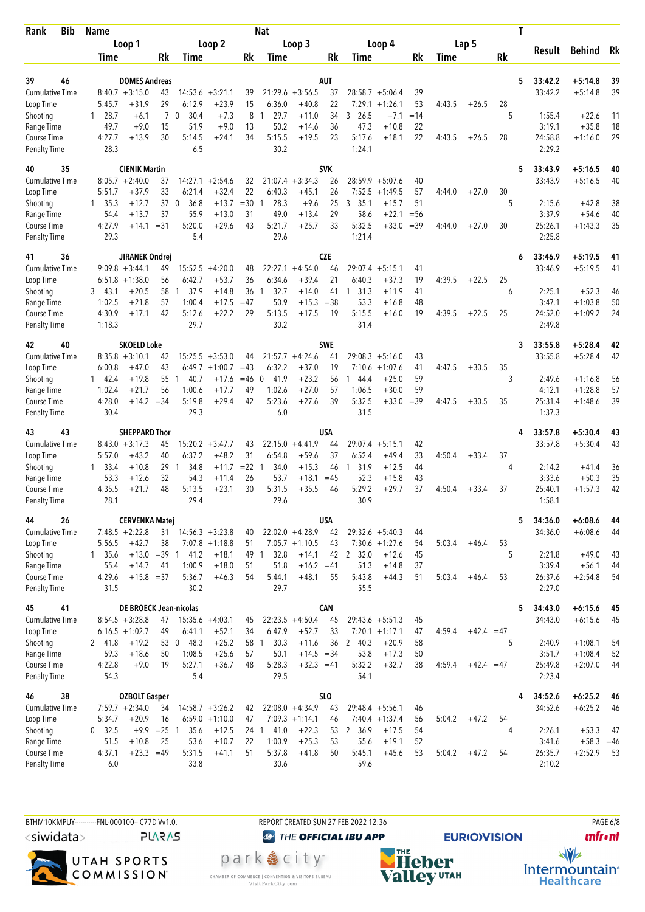| Rank | Bib | Name | | | | | Nat | | | | | | | | | | T | Result | Behind | Rk |
|---|---|---|---|---|---|---|---|---|---|---|---|---|---|---|---|---|---|---|---|---|
| | | Loop 1 | | | Loop 2 | | | Loop 3 | | | Loop 4 | | | Lap 5 | | | | | | |
| | | Time | | Rk | Time | | Rk | Time | | Rk | Time | | Rk | Time | | Rk | | | | |
| 39 | 46 | DOMES Andreas | | | | | AUT | | | | | | | | | | 5 | 33:42.2 | +5:14.8 | 39 |
| Cumulative Time | | 8:40.7 | +3:15.0 | 43 | 14:53.6 | +3:21.1 | 39 | 21:29.6 | +3:56.5 | 37 | 28:58.7 | +5:06.4 | 39 | | | | | 33:42.2 | +5:14.8 | 39 |
| Loop Time | | 5:45.7 | +31.9 | 29 | 6:12.9 | +23.9 | 15 | 6:36.0 | +40.8 | 22 | 7:29.1 | +1:26.1 | 53 | 4:43.5 | +26.5 | 28 | | | | |
| Shooting | | 1 28.7 | +6.1 | 7 | 0 30.4 | +7.3 | 8 | 1 29.7 | +11.0 | 34 | 3 26.5 | +7.1 | =14 | | | | 5 | 1:55.4 | +22.6 | 11 |
| Range Time | | 49.7 | +9.0 | 15 | 51.9 | +9.0 | 13 | 50.2 | +14.6 | 36 | 47.3 | +10.8 | 22 | | | | | 3:19.1 | +35.8 | 18 |
| Course Time | | 4:27.7 | +13.9 | 30 | 5:14.5 | +24.1 | 34 | 5:15.5 | +19.5 | 23 | 5:17.6 | +18.1 | 22 | 4:43.5 | +26.5 | 28 | | 24:58.8 | +1:16.0 | 29 |
| Penalty Time | | 28.3 | | | 6.5 | | | 30.2 | | | 1:24.1 | | | | | | | 2:29.2 | | |
| 40 | 35 | CIENIK Martin | | | | | SVK | | | | | | | | | | 5 | 33:43.9 | +5:16.5 | 40 |
| Cumulative Time | | 8:05.7 | +2:40.0 | 37 | 14:27.1 | +2:54.6 | 32 | 21:07.4 | +3:34.3 | 26 | 28:59.9 | +5:07.6 | 40 | | | | | 33:43.9 | +5:16.5 | 40 |
| Loop Time | | 5:51.7 | +37.9 | 33 | 6:21.4 | +32.4 | 22 | 6:40.3 | +45.1 | 26 | 7:52.5 | +1:49.5 | 57 | 4:44.0 | +27.0 | 30 | | | | |
| Shooting | | 1 35.3 | +12.7 | 37 | 0 36.8 | +13.7 | =30 | 1 28.3 | +9.6 | 25 | 3 35.1 | +15.7 | 51 | | | | 5 | 2:15.6 | +42.8 | 38 |
| Range Time | | 54.4 | +13.7 | 37 | 55.9 | +13.0 | 31 | 49.0 | +13.4 | 29 | 58.6 | +22.1 | =56 | | | | | 3:37.9 | +54.6 | 40 |
| Course Time | | 4:27.9 | +14.1 | =31 | 5:20.0 | +29.6 | 43 | 5:21.7 | +25.7 | 33 | 5:32.5 | +33.0 | =39 | 4:44.0 | +27.0 | 30 | | 25:26.1 | +1:43.3 | 35 |
| Penalty Time | | 29.3 | | | 5.4 | | | 29.6 | | | 1:21.4 | | | | | | | 2:25.8 | | |
| 41 | 36 | JIRANEK Ondrej | | | | | CZE | | | | | | | | | | 6 | 33:46.9 | +5:19.5 | 41 |
| Cumulative Time | | 9:09.8 | +3:44.1 | 49 | 15:52.5 | +4:20.0 | 48 | 22:27.1 | +4:54.0 | 46 | 29:07.4 | +5:15.1 | 41 | | | | | 33:46.9 | +5:19.5 | 41 |
| Loop Time | | 6:51.8 | +1:38.0 | 56 | 6:42.7 | +53.7 | 36 | 6:34.6 | +39.4 | 21 | 6:40.3 | +37.3 | 19 | 4:39.5 | +22.5 | 25 | | | | |
| Shooting | | 3 43.1 | +20.5 | 58 | 1 37.9 | +14.8 | 36 | 1 32.7 | +14.0 | 41 | 1 31.3 | +11.9 | 41 | | | | 6 | 2:25.1 | +52.3 | 46 |
| Range Time | | 1:02.5 | +21.8 | 57 | 1:00.4 | +17.5 | =47 | 50.9 | +15.3 | =38 | 53.3 | +16.8 | 48 | | | | | 3:47.1 | +1:03.8 | 50 |
| Course Time | | 4:30.9 | +17.1 | 42 | 5:12.6 | +22.2 | 29 | 5:13.5 | +17.5 | 19 | 5:15.5 | +16.0 | 19 | 4:39.5 | +22.5 | 25 | | 24:52.0 | +1:09.2 | 24 |
| Penalty Time | | 1:18.3 | | | 29.7 | | | 30.2 | | | 31.4 | | | | | | | 2:49.8 | | |
| 42 | 40 | SKOELD Loke | | | | | SWE | | | | | | | | | | 3 | 33:55.8 | +5:28.4 | 42 |
| Cumulative Time | | 8:35.8 | +3:10.1 | 42 | 15:25.5 | +3:53.0 | 44 | 21:57.7 | +4:24.6 | 41 | 29:08.3 | +5:16.0 | 43 | | | | | 33:55.8 | +5:28.4 | 42 |
| Loop Time | | 6:00.8 | +47.0 | 43 | 6:49.7 | +1:00.7 | =43 | 6:32.2 | +37.0 | 19 | 7:10.6 | +1:07.6 | 41 | 4:47.5 | +30.5 | 35 | | | | |
| Shooting | | 1 42.4 | +19.8 | 55 | 1 40.7 | +17.6 | =46 | 0 41.9 | +23.2 | 56 | 1 44.4 | +25.0 | 59 | | | | 3 | 2:49.6 | +1:16.8 | 56 |
| Range Time | | 1:02.4 | +21.7 | 56 | 1:00.6 | +17.7 | 49 | 1:02.6 | +27.0 | 57 | 1:06.5 | +30.0 | 59 | | | | | 4:12.1 | +1:28.8 | 57 |
| Course Time | | 4:28.0 | +14.2 | =34 | 5:19.8 | +29.4 | 42 | 5:23.6 | +27.6 | 39 | 5:32.5 | +33.0 | =39 | 4:47.5 | +30.5 | 35 | | 25:31.4 | +1:48.6 | 39 |
| Penalty Time | | 30.4 | | | 29.3 | | | 6.0 | | | 31.5 | | | | | | | 1:37.3 | | |
| 43 | 43 | SHEPPARD Thor | | | | | USA | | | | | | | | | | 4 | 33:57.8 | +5:30.4 | 43 |
| Cumulative Time | | 8:43.0 | +3:17.3 | 45 | 15:20.2 | +3:47.7 | 43 | 22:15.0 | +4:41.9 | 44 | 29:07.4 | +5:15.1 | 42 | | | | | 33:57.8 | +5:30.4 | 43 |
| Loop Time | | 5:57.0 | +43.2 | 40 | 6:37.2 | +48.2 | 31 | 6:54.8 | +59.6 | 37 | 6:52.4 | +49.4 | 33 | 4:50.4 | +33.4 | 37 | | | | |
| Shooting | | 1 33.4 | +10.8 | 29 | 1 34.8 | +11.7 | =22 | 1 34.0 | +15.3 | 46 | 1 31.9 | +12.5 | 44 | | | | 4 | 2:14.2 | +41.4 | 36 |
| Range Time | | 53.3 | +12.6 | 32 | 54.3 | +11.4 | 26 | 53.7 | +18.1 | =45 | 52.3 | +15.8 | 43 | | | | | 3:33.6 | +50.3 | 35 |
| Course Time | | 4:35.5 | +21.7 | 48 | 5:13.5 | +23.1 | 30 | 5:31.5 | +35.5 | 46 | 5:29.2 | +29.7 | 37 | 4:50.4 | +33.4 | 37 | | 25:40.1 | +1:57.3 | 42 |
| Penalty Time | | 28.1 | | | 29.4 | | | 29.6 | | | 30.9 | | | | | | | 1:58.1 | | |
| 44 | 26 | CERVENKA Matej | | | | | USA | | | | | | | | | | 5 | 34:36.0 | +6:08.6 | 44 |
| Cumulative Time | | 7:48.5 | +2:22.8 | 31 | 14:56.3 | +3:23.8 | 40 | 22:02.0 | +4:28.9 | 42 | 29:32.6 | +5:40.3 | 44 | | | | | 34:36.0 | +6:08.6 | 44 |
| Loop Time | | 5:56.5 | +42.7 | 38 | 7:07.8 | +1:18.8 | 51 | 7:05.7 | +1:10.5 | 43 | 7:30.6 | +1:27.6 | 54 | 5:03.4 | +46.4 | 53 | | | | |
| Shooting | | 1 35.6 | +13.0 | =39 | 1 41.2 | +18.1 | 49 | 1 32.8 | +14.1 | 42 | 2 32.0 | +12.6 | 45 | | | | 5 | 2:21.8 | +49.0 | 43 |
| Range Time | | 55.4 | +14.7 | 41 | 1:00.9 | +18.0 | 51 | 51.8 | +16.2 | =41 | 51.3 | +14.8 | 37 | | | | | 3:39.4 | +56.1 | 44 |
| Course Time | | 4:29.6 | +15.8 | =37 | 5:36.7 | +46.3 | 54 | 5:44.1 | +48.1 | 55 | 5:43.8 | +44.3 | 51 | 5:03.4 | +46.4 | 53 | | 26:37.6 | +2:54.8 | 54 |
| Penalty Time | | 31.5 | | | 30.2 | | | 29.7 | | | 55.5 | | | | | | | 2:27.0 | | |
| 45 | 41 | DE BROECK Jean-nicolas | | | | | CAN | | | | | | | | | | 5 | 34:43.0 | +6:15.6 | 45 |
| Cumulative Time | | 8:54.5 | +3:28.8 | 47 | 15:35.6 | +4:03.1 | 45 | 22:23.5 | +4:50.4 | 45 | 29:43.6 | +5:51.3 | 45 | | | | | 34:43.0 | +6:15.6 | 45 |
| Loop Time | | 6:16.5 | +1:02.7 | 49 | 6:41.1 | +52.1 | 34 | 6:47.9 | +52.7 | 33 | 7:20.1 | +1:17.1 | 47 | 4:59.4 | +42.4 | =47 | | | | |
| Shooting | | 2 41.8 | +19.2 | 53 | 0 48.3 | +25.2 | 58 | 1 30.3 | +11.6 | 36 | 2 40.3 | +20.9 | 58 | | | | 5 | 2:40.9 | +1:08.1 | 54 |
| Range Time | | 59.3 | +18.6 | 50 | 1:08.5 | +25.6 | 57 | 50.1 | +14.5 | =34 | 53.8 | +17.3 | 50 | | | | | 3:51.7 | +1:08.4 | 52 |
| Course Time | | 4:22.8 | +9.0 | 19 | 5:27.1 | +36.7 | 48 | 5:28.3 | +32.3 | =41 | 5:32.2 | +32.7 | 38 | 4:59.4 | +42.4 | =47 | | 25:49.8 | +2:07.0 | 44 |
| Penalty Time | | 54.3 | | | 5.4 | | | 29.5 | | | 54.1 | | | | | | | 2:23.4 | | |
| 46 | 38 | OZBOLT Gasper | | | | | SLO | | | | | | | | | | 4 | 34:52.6 | +6:25.2 | 46 |
| Cumulative Time | | 7:59.7 | +2:34.0 | 34 | 14:58.7 | +3:26.2 | 42 | 22:08.0 | +4:34.9 | 43 | 29:48.4 | +5:56.1 | 46 | | | | | 34:52.6 | +6:25.2 | 46 |
| Loop Time | | 5:34.7 | +20.9 | 16 | 6:59.0 | +1:10.0 | 47 | 7:09.3 | +1:14.1 | 46 | 7:40.4 | +1:37.4 | 56 | 5:04.2 | +47.2 | 54 | | | | |
| Shooting | | 0 32.5 | +9.9 | =25 | 1 35.6 | +12.5 | 24 | 1 41.0 | +22.3 | 53 | 2 36.9 | +17.5 | 54 | | | | 4 | 2:26.1 | +53.3 | 47 |
| Range Time | | 51.5 | +10.8 | 25 | 53.6 | +10.7 | 22 | 1:00.9 | +25.3 | 53 | 55.6 | +19.1 | 52 | | | | | 3:41.6 | +58.3 | =46 |
| Course Time | | 4:37.1 | +23.3 | =49 | 5:31.5 | +41.1 | 51 | 5:37.8 | +41.8 | 50 | 5:45.1 | +45.6 | 53 | 5:04.2 | +47.2 | 54 | | 26:35.7 | +2:52.9 | 53 |
| Penalty Time | | 6.0 | | | 33.8 | | | 30.6 | | | 59.6 | | | | | | | 2:10.2 | | |

BTHM10KMPUY----------FNL-000100-- C77D Vv1.0. REPORT CREATED SUN 27 FEB 2022 12:36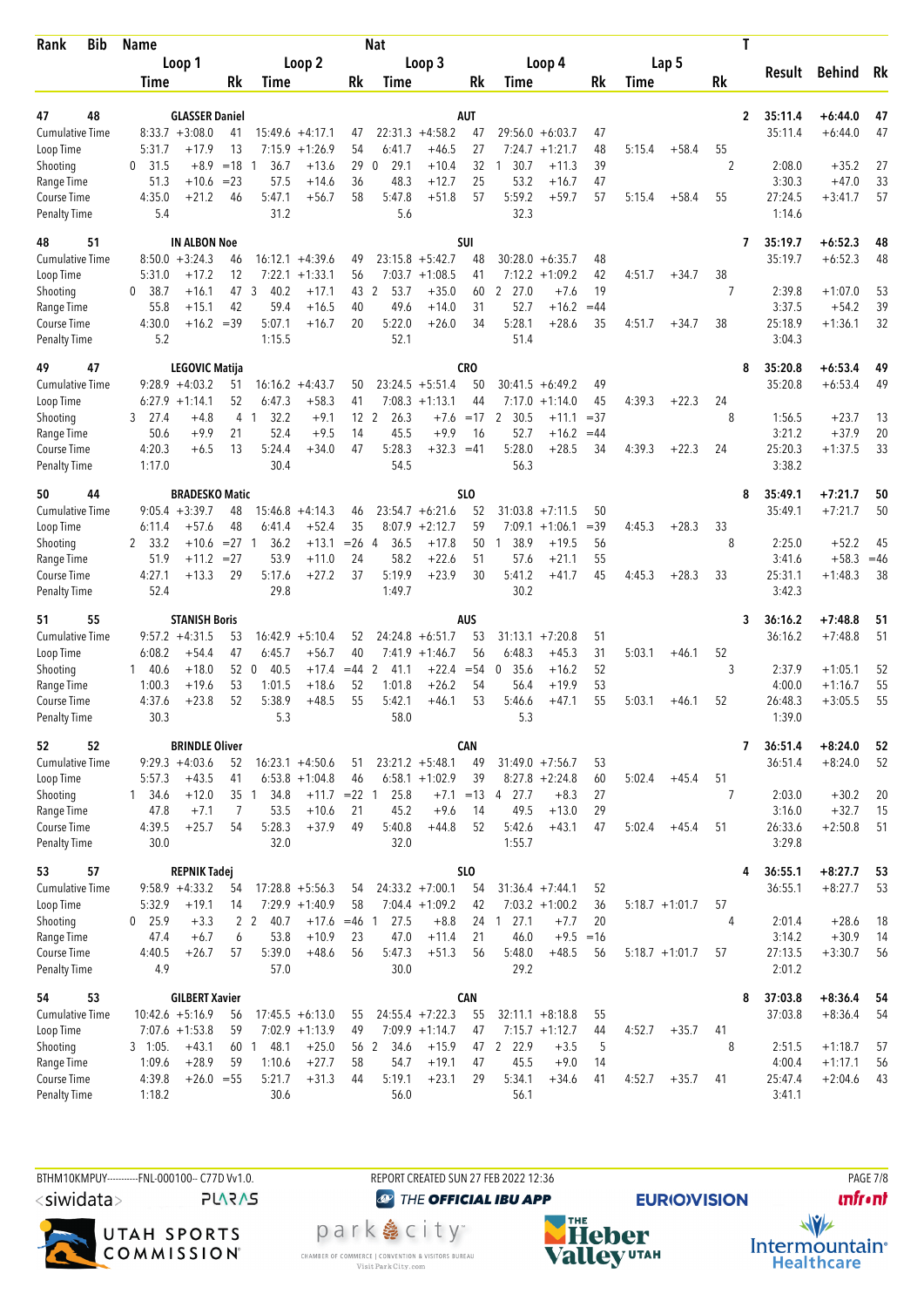| Rank | Bib | Name | | | | | | Nat | | | | | | | | T | Result | Behind | Rk |
|---|---|---|---|---|---|---|---|---|---|---|---|---|---|---|---|---|---|---|---|
| | | Loop 1 | | | Loop 2 | | | Loop 3 | | | Loop 4 | | | Lap 5 | | | | | |
| | | Time | | Rk | Time | | Rk | Time | | Rk | Time | | Rk | Time | | Rk | | | |
| 47 | 48 | GLASSER Daniel | | | | | | AUT | | | | | | | | 2 | 35:11.4 | +6:44.0 | 47 |
| Cumulative Time | | 8:33.7 | +3:08.0 | 41 | 15:49.6 | +4:17.1 | 47 | 22:31.3 | +4:58.2 | 47 | 29:56.0 | +6:03.7 | 47 | | | | 35:11.4 | +6:44.0 | 47 |
| Loop Time | | 5:31.7 | +17.9 | 13 | 7:15.9 | +1:26.9 | 54 | 6:41.7 | +46.5 | 27 | 7:24.7 | +1:21.7 | 48 | 5:15.4 | +58.4 | 55 | | | |
| Shooting | | 0 31.5 | +8.9 | =18 | 1 36.7 | +13.6 | 29 | 0 29.1 | +10.4 | 32 | 1 30.7 | +11.3 | 39 | | | 2 | 2:08.0 | +35.2 | 27 |
| Range Time | | 51.3 | +10.6 | =23 | 57.5 | +14.6 | 36 | 48.3 | +12.7 | 25 | 53.2 | +16.7 | 47 | | | | 3:30.3 | +47.0 | 33 |
| Course Time | | 4:35.0 | +21.2 | 46 | 5:47.1 | +56.7 | 58 | 5:47.8 | +51.8 | 57 | 5:59.2 | +59.7 | 57 | 5:15.4 | +58.4 | 55 | 27:24.5 | +3:41.7 | 57 |
| Penalty Time | | 5.4 | | | 31.2 | | | 5.6 | | | 32.3 | | | | | | 1:14.6 | | |
| 48 | 51 | IN ALBON Noe | | | | | | SUI | | | | | | | | 7 | 35:19.7 | +6:52.3 | 48 |
| Cumulative Time | | 8:50.0 | +3:24.3 | 46 | 16:12.1 | +4:39.6 | 49 | 23:15.8 | +5:42.7 | 48 | 30:28.0 | +6:35.7 | 48 | | | | 35:19.7 | +6:52.3 | 48 |
| Loop Time | | 5:31.0 | +17.2 | 12 | 7:22.1 | +1:33.1 | 56 | 7:03.7 | +1:08.5 | 41 | 7:12.2 | +1:09.2 | 42 | 4:51.7 | +34.7 | 38 | | | |
| Shooting | | 0 38.7 | +16.1 | 47 | 3 40.2 | +17.1 | 43 | 2 53.7 | +35.0 | 60 | 2 27.0 | +7.6 | 19 | | | 7 | 2:39.8 | +1:07.0 | 53 |
| Range Time | | 55.8 | +15.1 | 42 | 59.4 | +16.5 | 40 | 49.6 | +14.0 | 31 | 52.7 | +16.2 | =44 | | | | 3:37.5 | +54.2 | 39 |
| Course Time | | 4:30.0 | +16.2 | =39 | 5:07.1 | +16.7 | 20 | 5:22.0 | +26.0 | 34 | 5:28.1 | +28.6 | 35 | 4:51.7 | +34.7 | 38 | 25:18.9 | +1:36.1 | 32 |
| Penalty Time | | 5.2 | | | 1:15.5 | | | 52.1 | | | 51.4 | | | | | | 3:04.3 | | |
| 49 | 47 | LEGOVIC Matija | | | | | | CRO | | | | | | | | 8 | 35:20.8 | +6:53.4 | 49 |
| Cumulative Time | | 9:28.9 | +4:03.2 | 51 | 16:16.2 | +4:43.7 | 50 | 23:24.5 | +5:51.4 | 50 | 30:41.5 | +6:49.2 | 49 | | | | 35:20.8 | +6:53.4 | 49 |
| Loop Time | | 6:27.9 | +1:14.1 | 52 | 6:47.3 | +58.3 | 41 | 7:08.3 | +1:13.1 | 44 | 7:17.0 | +1:14.0 | 45 | 4:39.3 | +22.3 | 24 | | | |
| Shooting | | 3 27.4 | +4.8 | 4 | 1 32.2 | +9.1 | 12 | 2 26.3 | +7.6 | =17 | 2 30.5 | +11.1 | =37 | | | 8 | 1:56.5 | +23.7 | 13 |
| Range Time | | 50.6 | +9.9 | 21 | 52.4 | +9.5 | 14 | 45.5 | +9.9 | 16 | 52.7 | +16.2 | =44 | | | | 3:21.2 | +37.9 | 20 |
| Course Time | | 4:20.3 | +6.5 | 13 | 5:24.4 | +34.0 | 47 | 5:28.3 | +32.3 | =41 | 5:28.0 | +28.5 | 34 | 4:39.3 | +22.3 | 24 | 25:20.3 | +1:37.5 | 33 |
| Penalty Time | | 1:17.0 | | | 30.4 | | | 54.5 | | | 56.3 | | | | | | 3:38.2 | | |
| 50 | 44 | BRADESKO Matic | | | | | | SLO | | | | | | | | 8 | 35:49.1 | +7:21.7 | 50 |
| Cumulative Time | | 9:05.4 | +3:39.7 | 48 | 15:46.8 | +4:14.3 | 46 | 23:54.7 | +6:21.6 | 52 | 31:03.8 | +7:11.5 | 50 | | | | 35:49.1 | +7:21.7 | 50 |
| Loop Time | | 6:11.4 | +57.6 | 48 | 6:41.4 | +52.4 | 35 | 8:07.9 | +2:12.7 | 59 | 7:09.1 | +1:06.1 | =39 | 4:45.3 | +28.3 | 33 | | | |
| Shooting | | 2 33.2 | +10.6 | =27 | 1 36.2 | +13.1 | =26 | 4 36.5 | +17.8 | 50 | 1 38.9 | +19.5 | 56 | | | 8 | 2:25.0 | +52.2 | 45 |
| Range Time | | 51.9 | +11.2 | =27 | 53.9 | +11.0 | 24 | 58.2 | +22.6 | 51 | 57.6 | +21.1 | 55 | | | | 3:41.6 | +58.3 | =46 |
| Course Time | | 4:27.1 | +13.3 | 29 | 5:17.6 | +27.2 | 37 | 5:19.9 | +23.9 | 30 | 5:41.2 | +41.7 | 45 | 4:45.3 | +28.3 | 33 | 25:31.1 | +1:48.3 | 38 |
| Penalty Time | | 52.4 | | | 29.8 | | | 1:49.7 | | | 30.2 | | | | | | 3:42.3 | | |
| 51 | 55 | STANISH Boris | | | | | | AUS | | | | | | | | 3 | 36:16.2 | +7:48.8 | 51 |
| Cumulative Time | | 9:57.2 | +4:31.5 | 53 | 16:42.9 | +5:10.4 | 52 | 24:24.8 | +6:51.7 | 53 | 31:13.1 | +7:20.8 | 51 | | | | 36:16.2 | +7:48.8 | 51 |
| Loop Time | | 6:08.2 | +54.4 | 47 | 6:45.7 | +56.7 | 40 | 7:41.9 | +1:46.7 | 56 | 6:48.3 | +45.3 | 31 | 5:03.1 | +46.1 | 52 | | | |
| Shooting | | 1 40.6 | +18.0 | 52 | 0 40.5 | +17.4 | =44 | 2 41.1 | +22.4 | =54 | 0 35.6 | +16.2 | 52 | | | 3 | 2:37.9 | +1:05.1 | 52 |
| Range Time | | 1:00.3 | +19.6 | 53 | 1:01.5 | +18.6 | 52 | 1:01.8 | +26.2 | 54 | 56.4 | +19.9 | 53 | | | | 4:00.0 | +1:16.7 | 55 |
| Course Time | | 4:37.6 | +23.8 | 52 | 5:38.9 | +48.5 | 55 | 5:42.1 | +46.1 | 53 | 5:46.6 | +47.1 | 55 | 5:03.1 | +46.1 | 52 | 26:48.3 | +3:05.5 | 55 |
| Penalty Time | | 30.3 | | | 5.3 | | | 58.0 | | | 5.3 | | | | | | 1:39.0 | | |
| 52 | 52 | BRINDLE Oliver | | | | | | CAN | | | | | | | | 7 | 36:51.4 | +8:24.0 | 52 |
| Cumulative Time | | 9:29.3 | +4:03.6 | 52 | 16:23.1 | +4:50.6 | 51 | 23:21.2 | +5:48.1 | 49 | 31:49.0 | +7:56.7 | 53 | | | | 36:51.4 | +8:24.0 | 52 |
| Loop Time | | 5:57.3 | +43.5 | 41 | 6:53.8 | +1:04.8 | 46 | 6:58.1 | +1:02.9 | 39 | 8:27.8 | +2:24.8 | 60 | 5:02.4 | +45.4 | 51 | | | |
| Shooting | | 1 34.6 | +12.0 | 35 | 1 34.8 | +11.7 | =22 | 1 25.8 | +7.1 | =13 | 4 27.7 | +8.3 | 27 | | | 7 | 2:03.0 | +30.2 | 20 |
| Range Time | | 47.8 | +7.1 | 7 | 53.5 | +10.6 | 21 | 45.2 | +9.6 | 14 | 49.5 | +13.0 | 29 | | | | 3:16.0 | +32.7 | 15 |
| Course Time | | 4:39.5 | +25.7 | 54 | 5:28.3 | +37.9 | 49 | 5:40.8 | +44.8 | 52 | 5:42.6 | +43.1 | 47 | 5:02.4 | +45.4 | 51 | 26:33.6 | +2:50.8 | 51 |
| Penalty Time | | 30.0 | | | 32.0 | | | 32.0 | | | 1:55.7 | | | | | | 3:29.8 | | |
| 53 | 57 | REPNIK Tadej | | | | | | SLO | | | | | | | | 4 | 36:55.1 | +8:27.7 | 53 |
| Cumulative Time | | 9:58.9 | +4:33.2 | 54 | 17:28.8 | +5:56.3 | 54 | 24:33.2 | +7:00.1 | 54 | 31:36.4 | +7:44.1 | 52 | | | | 36:55.1 | +8:27.7 | 53 |
| Loop Time | | 5:32.9 | +19.1 | 14 | 7:29.9 | +1:40.9 | 58 | 7:04.4 | +1:09.2 | 42 | 7:03.2 | +1:00.2 | 36 | 5:18.7 | +1:01.7 | 57 | | | |
| Shooting | | 0 25.9 | +3.3 | 2 | 2 40.7 | +17.6 | =46 | 1 27.5 | +8.8 | 24 | 1 27.1 | +7.7 | 20 | | | 4 | 2:01.4 | +28.6 | 18 |
| Range Time | | 47.4 | +6.7 | 6 | 53.8 | +10.9 | 23 | 47.0 | +11.4 | 21 | 46.0 | +9.5 | =16 | | | | 3:14.2 | +30.9 | 14 |
| Course Time | | 4:40.5 | +26.7 | 57 | 5:39.0 | +48.6 | 56 | 5:47.3 | +51.3 | 56 | 5:48.0 | +48.5 | 56 | 5:18.7 | +1:01.7 | 57 | 27:13.5 | +3:30.7 | 56 |
| Penalty Time | | 4.9 | | | 57.0 | | | 30.0 | | | 29.2 | | | | | | 2:01.2 | | |
| 54 | 53 | GILBERT Xavier | | | | | | CAN | | | | | | | | 8 | 37:03.8 | +8:36.4 | 54 |
| Cumulative Time | | 10:42.6 | +5:16.9 | 56 | 17:45.5 | +6:13.0 | 55 | 24:55.4 | +7:22.3 | 55 | 32:11.1 | +8:18.8 | 55 | | | | 37:03.8 | +8:36.4 | 54 |
| Loop Time | | 7:07.6 | +1:53.8 | 59 | 7:02.9 | +1:13.9 | 49 | 7:09.9 | +1:14.7 | 47 | 7:15.7 | +1:12.7 | 44 | 4:52.7 | +35.7 | 41 | | | |
| Shooting | | 3 1:05. | +43.1 | 60 | 1 48.1 | +25.0 | 56 | 2 34.6 | +15.9 | 47 | 2 22.9 | +3.5 | 5 | | | 8 | 2:51.5 | +1:18.7 | 57 |
| Range Time | | 1:09.6 | +28.9 | 59 | 1:10.6 | +27.7 | 58 | 54.7 | +19.1 | 47 | 45.5 | +9.0 | 14 | | | | 4:00.4 | +1:17.1 | 56 |
| Course Time | | 4:39.8 | +26.0 | =55 | 5:21.7 | +31.3 | 44 | 5:19.1 | +23.1 | 29 | 5:34.1 | +34.6 | 41 | 4:52.7 | +35.7 | 41 | 25:47.4 | +2:04.6 | 43 |
| Penalty Time | | 1:18.2 | | | 30.6 | | | 56.0 | | | 56.1 | | | | | | 3:41.1 | | |

BTHM10KMPUY----------FNL-000100-- C77D Vv1.0. REPORT CREATED SUN 27 FEB 2022 12:36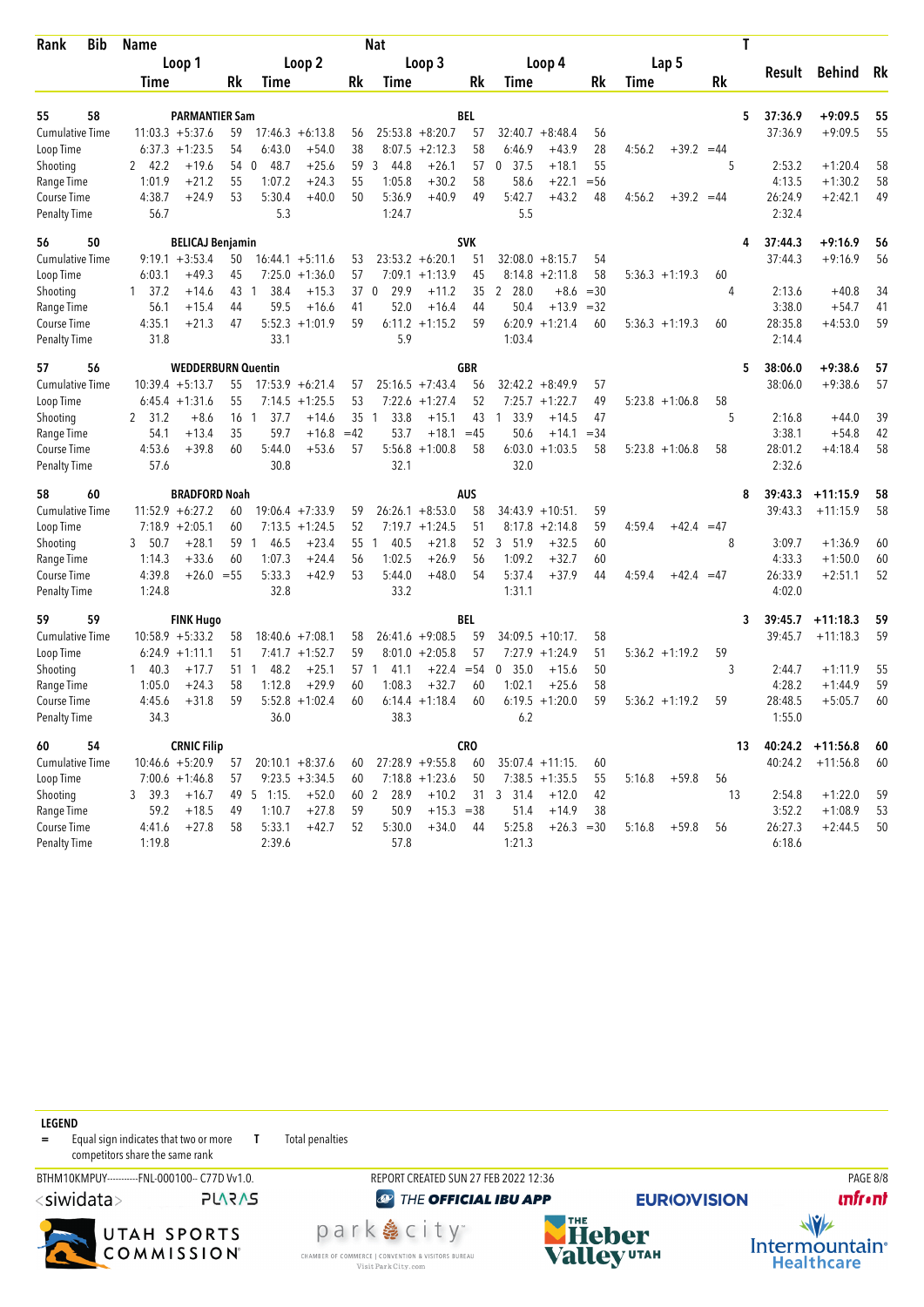| Rank | Bib | Name | | | Nat | | | | | | | T | Result | Behind | Rk |
|---|---|---|---|---|---|---|---|---|---|---|---|---|---|---|---|
| | | Loop 1 | | Loop 2 | | Loop 3 | | Loop 4 | | Lap 5 | | | | | |
| | | Time | Rk | Time | Rk | Time | Rk | Time | Rk | Time | Rk | | | | |
| 55 | 58 | PARMANTIER Sam | | | BEL | | | | | | | 5 | 37:36.9 | +9:09.5 | 55 |
| Cumulative Time | | 11:03.3 +5:37.6 | 59 | 17:46.3 +6:13.8 | 56 | 25:53.8 +8:20.7 | 57 | 32:40.7 +8:48.4 | 56 | | | | 37:36.9 | +9:09.5 | 55 |
| Loop Time | | 6:37.3 +1:23.5 | 54 | 6:43.0 +54.0 | 38 | 8:07.5 +2:12.3 | 58 | 6:46.9 +43.9 | 28 | 4:56.2 +39.2 | =44 | | | | |
| Shooting | | 2 42.2 +19.6 | 54 | 0 48.7 +25.6 | 59 | 3 44.8 +26.1 | 57 | 0 37.5 +18.1 | 55 | | | 5 | 2:53.2 | +1:20.4 | 58 |
| Range Time | | 1:01.9 +21.2 | 55 | 1:07.2 +24.3 | 55 | 1:05.8 +30.2 | 58 | 58.6 +22.1 | =56 | | | | 4:13.5 | +1:30.2 | 58 |
| Course Time | | 4:38.7 +24.9 | 53 | 5:30.4 +40.0 | 50 | 5:36.9 +40.9 | 49 | 5:42.7 +43.2 | 48 | 4:56.2 +39.2 | =44 | | 26:24.9 | +2:42.1 | 49 |
| Penalty Time | | 56.7 | | 5.3 | | 1:24.7 | | 5.5 | | | | | 2:32.4 | | |
| 56 | 50 | BELICAJ Benjamin | | | SVK | | | | | | | 4 | 37:44.3 | +9:16.9 | 56 |
| Cumulative Time | | 9:19.1 +3:53.4 | 50 | 16:44.1 +5:11.6 | 53 | 23:53.2 +6:20.1 | 51 | 32:08.0 +8:15.7 | 54 | | | | 37:44.3 | +9:16.9 | 56 |
| Loop Time | | 6:03.1 +49.3 | 45 | 7:25.0 +1:36.0 | 57 | 7:09.1 +1:13.9 | 45 | 8:14.8 +2:11.8 | 58 | 5:36.3 +1:19.3 | 60 | | | | |
| Shooting | | 1 37.2 +14.6 | 43 | 1 38.4 +15.3 | 37 | 0 29.9 +11.2 | 35 | 2 28.0 +8.6 | =30 | | | 4 | 2:13.6 | +40.8 | 34 |
| Range Time | | 56.1 +15.4 | 44 | 59.5 +16.6 | 41 | 52.0 +16.4 | 44 | 50.4 +13.9 | =32 | | | | 3:38.0 | +54.7 | 41 |
| Course Time | | 4:35.1 +21.3 | 47 | 5:52.3 +1:01.9 | 59 | 6:11.2 +1:15.2 | 59 | 6:20.9 +1:21.4 | 60 | 5:36.3 +1:19.3 | 60 | | 28:35.8 | +4:53.0 | 59 |
| Penalty Time | | 31.8 | | 33.1 | | 5.9 | | 1:03.4 | | | | | 2:14.4 | | |
| 57 | 56 | WEDDERBURN Quentin | | | GBR | | | | | | | 5 | 38:06.0 | +9:38.6 | 57 |
| Cumulative Time | | 10:39.4 +5:13.7 | 55 | 17:53.9 +6:21.4 | 57 | 25:16.5 +7:43.4 | 56 | 32:42.2 +8:49.9 | 57 | | | | 38:06.0 | +9:38.6 | 57 |
| Loop Time | | 6:45.4 +1:31.6 | 55 | 7:14.5 +1:25.5 | 53 | 7:22.6 +1:27.4 | 52 | 7:25.7 +1:22.7 | 49 | 5:23.8 +1:06.8 | 58 | | | | |
| Shooting | | 2 31.2 +8.6 | 16 | 1 37.7 +14.6 | 35 | 1 33.8 +15.1 | 43 | 1 33.9 +14.5 | 47 | | | 5 | 2:16.8 | +44.0 | 39 |
| Range Time | | 54.1 +13.4 | 35 | 59.7 +16.8 | =42 | 53.7 +18.1 | =45 | 50.6 +14.1 | =34 | | | | 3:38.1 | +54.8 | 42 |
| Course Time | | 4:53.6 +39.8 | 60 | 5:44.0 +53.6 | 57 | 5:56.8 +1:00.8 | 58 | 6:03.0 +1:03.5 | 58 | 5:23.8 +1:06.8 | 58 | | 28:01.2 | +4:18.4 | 58 |
| Penalty Time | | 57.6 | | 30.8 | | 32.1 | | 32.0 | | | | | 2:32.6 | | |
| 58 | 60 | BRADFORD Noah | | | AUS | | | | | | | 8 | 39:43.3 | +11:15.9 | 58 |
| Cumulative Time | | 11:52.9 +6:27.2 | 60 | 19:06.4 +7:33.9 | 59 | 26:26.1 +8:53.0 | 58 | 34:43.9 +10:51. | 59 | | | | 39:43.3 | +11:15.9 | 58 |
| Loop Time | | 7:18.9 +2:05.1 | 60 | 7:13.5 +1:24.5 | 52 | 7:19.7 +1:24.5 | 51 | 8:17.8 +2:14.8 | 59 | 4:59.4 +42.4 | =47 | | | | |
| Shooting | | 3 50.7 +28.1 | 59 | 1 46.5 +23.4 | 55 | 1 40.5 +21.8 | 52 | 3 51.9 +32.5 | 60 | | | 8 | 3:09.7 | +1:36.9 | 60 |
| Range Time | | 1:14.3 +33.6 | 60 | 1:07.3 +24.4 | 56 | 1:02.5 +26.9 | 56 | 1:09.2 +32.7 | 60 | | | | 4:33.3 | +1:50.0 | 60 |
| Course Time | | 4:39.8 +26.0 | =55 | 5:33.3 +42.9 | 53 | 5:44.0 +48.0 | 54 | 5:37.4 +37.9 | 44 | 4:59.4 +42.4 | =47 | | 26:33.9 | +2:51.1 | 52 |
| Penalty Time | | 1:24.8 | | 32.8 | | 33.2 | | 1:31.1 | | | | | 4:02.0 | | |
| 59 | 59 | FINK Hugo | | | BEL | | | | | | | 3 | 39:45.7 | +11:18.3 | 59 |
| Cumulative Time | | 10:58.9 +5:33.2 | 58 | 18:40.6 +7:08.1 | 58 | 26:41.6 +9:08.5 | 59 | 34:09.5 +10:17. | 58 | | | | 39:45.7 | +11:18.3 | 59 |
| Loop Time | | 6:24.9 +1:11.1 | 51 | 7:41.7 +1:52.7 | 59 | 8:01.0 +2:05.8 | 57 | 7:27.9 +1:24.9 | 51 | 5:36.2 +1:19.2 | 59 | | | | |
| Shooting | | 1 40.3 +17.7 | 51 | 1 48.2 +25.1 | 57 | 1 41.1 +22.4 | =54 | 0 35.0 +15.6 | 50 | | | 3 | 2:44.7 | +1:11.9 | 55 |
| Range Time | | 1:05.0 +24.3 | 58 | 1:12.8 +29.9 | 60 | 1:08.3 +32.7 | 60 | 1:02.1 +25.6 | 58 | | | | 4:28.2 | +1:44.9 | 59 |
| Course Time | | 4:45.6 +31.8 | 59 | 5:52.8 +1:02.4 | 60 | 6:14.4 +1:18.4 | 60 | 6:19.5 +1:20.0 | 59 | 5:36.2 +1:19.2 | 59 | | 28:48.5 | +5:05.7 | 60 |
| Penalty Time | | 34.3 | | 36.0 | | 38.3 | | 6.2 | | | | | 1:55.0 | | |
| 60 | 54 | CRNIC Filip | | | CRO | | | | | | | 13 | 40:24.2 | +11:56.8 | 60 |
| Cumulative Time | | 10:46.6 +5:20.9 | 57 | 20:10.1 +8:37.6 | 60 | 27:28.9 +9:55.8 | 60 | 35:07.4 +11:15. | 60 | | | | 40:24.2 | +11:56.8 | 60 |
| Loop Time | | 7:00.6 +1:46.8 | 57 | 9:23.5 +3:34.5 | 60 | 7:18.8 +1:23.6 | 50 | 7:38.5 +1:35.5 | 55 | 5:16.8 +59.8 | 56 | | | | |
| Shooting | | 3 39.3 +16.7 | 49 | 5 1:15. +52.0 | 60 | 2 28.9 +10.2 | 31 | 3 31.4 +12.0 | 42 | | | 13 | 2:54.8 | +1:22.0 | 59 |
| Range Time | | 59.2 +18.5 | 49 | 1:10.7 +27.8 | 59 | 50.9 +15.3 | =38 | 51.4 +14.9 | 38 | | | | 3:52.2 | +1:08.9 | 53 |
| Course Time | | 4:41.6 +27.8 | 58 | 5:33.1 +42.7 | 52 | 5:30.0 +34.0 | 44 | 5:25.8 +26.3 | =30 | 5:16.8 +59.8 | 56 | | 26:27.3 | +2:44.5 | 50 |
| Penalty Time | | 1:19.8 | | 2:39.6 | | 57.8 | | 1:21.3 | | | | | 6:18.6 | | |

**LEGEND**

= Equal sign indicates that two or more competitors share the same rank

T Total penalties

BTHM10KMPUY----------FNL-000100-- C77D Vv1.0. REPORT CREATED SUN 27 FEB 2022 12:36